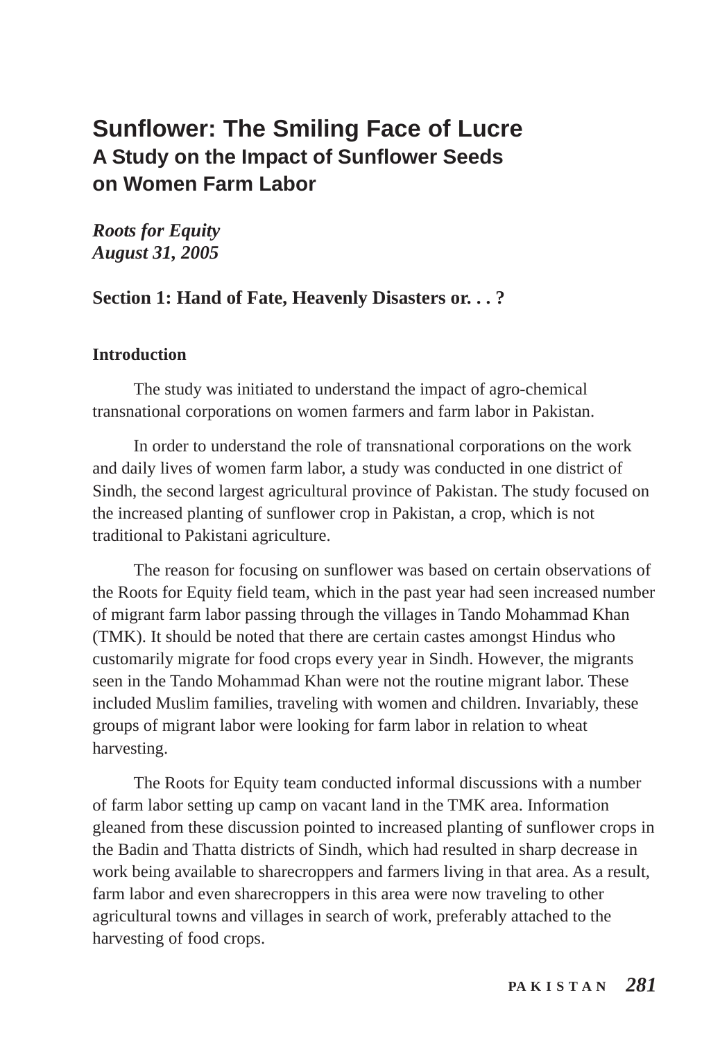# Sunflower: The Smiling Face of Lucre

## A Study on the Impact of Sunflower Seeds on Women Farm Labor

***Roots for Equity***
***August 31, 2005***

## Section 1: Hand of Fate, Heavenly Disasters or. . . ?

### Introduction

The study was initiated to understand the impact of agro-chemical transnational corporations on women farmers and farm labor in Pakistan.

In order to understand the role of transnational corporations on the work and daily lives of women farm labor, a study was conducted in one district of Sindh, the second largest agricultural province of Pakistan. The study focused on the increased planting of sunflower crop in Pakistan, a crop, which is not traditional to Pakistani agriculture.

The reason for focusing on sunflower was based on certain observations of the Roots for Equity field team, which in the past year had seen increased number of migrant farm labor passing through the villages in Tando Mohammad Khan (TMK). It should be noted that there are certain castes amongst Hindus who customarily migrate for food crops every year in Sindh. However, the migrants seen in the Tando Mohammad Khan were not the routine migrant labor. These included Muslim families, traveling with women and children. Invariably, these groups of migrant labor were looking for farm labor in relation to wheat harvesting.

The Roots for Equity team conducted informal discussions with a number of farm labor setting up camp on vacant land in the TMK area. Information gleaned from these discussion pointed to increased planting of sunflower crops in the Badin and Thatta districts of Sindh, which had resulted in sharp decrease in work being available to sharecroppers and farmers living in that area. As a result, farm labor and even sharecroppers in this area were now traveling to other agricultural towns and villages in search of work, preferably attached to the harvesting of food crops.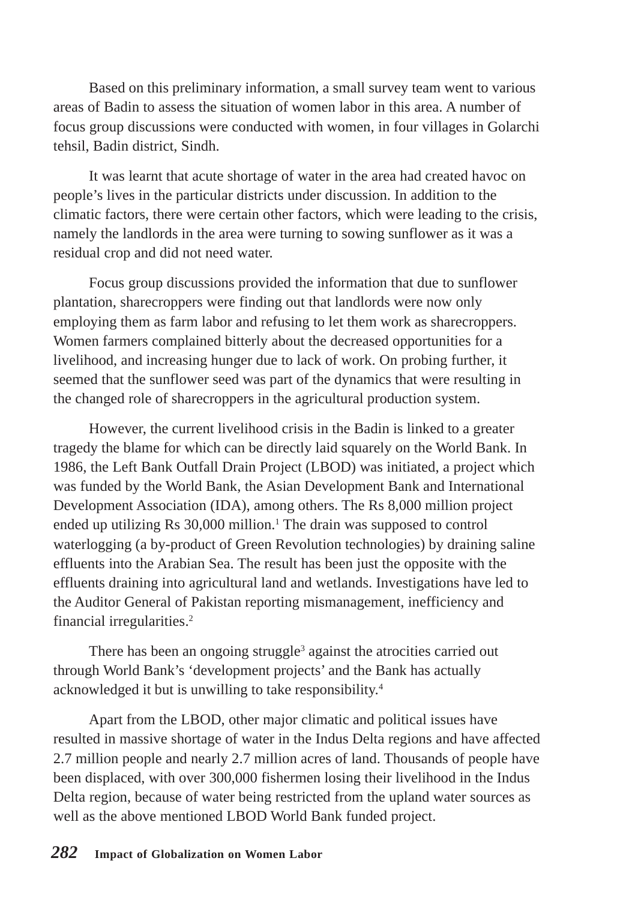Based on this preliminary information, a small survey team went to various areas of Badin to assess the situation of women labor in this area. A number of focus group discussions were conducted with women, in four villages in Golarchi tehsil, Badin district, Sindh.

It was learnt that acute shortage of water in the area had created havoc on people's lives in the particular districts under discussion. In addition to the climatic factors, there were certain other factors, which were leading to the crisis, namely the landlords in the area were turning to sowing sunflower as it was a residual crop and did not need water.

Focus group discussions provided the information that due to sunflower plantation, sharecroppers were finding out that landlords were now only employing them as farm labor and refusing to let them work as sharecroppers. Women farmers complained bitterly about the decreased opportunities for a livelihood, and increasing hunger due to lack of work. On probing further, it seemed that the sunflower seed was part of the dynamics that were resulting in the changed role of sharecroppers in the agricultural production system.

However, the current livelihood crisis in the Badin is linked to a greater tragedy the blame for which can be directly laid squarely on the World Bank. In 1986, the Left Bank Outfall Drain Project (LBOD) was initiated, a project which was funded by the World Bank, the Asian Development Bank and International Development Association (IDA), among others. The Rs 8,000 million project ended up utilizing Rs 30,000 million.[1] The drain was supposed to control waterlogging (a by-product of Green Revolution technologies) by draining saline effluents into the Arabian Sea. The result has been just the opposite with the effluents draining into agricultural land and wetlands. Investigations have led to the Auditor General of Pakistan reporting mismanagement, inefficiency and financial irregularities.[2]

There has been an ongoing struggle[3] against the atrocities carried out through World Bank's 'development projects' and the Bank has actually acknowledged it but is unwilling to take responsibility.[4]

Apart from the LBOD, other major climatic and political issues have resulted in massive shortage of water in the Indus Delta regions and have affected 2.7 million people and nearly 2.7 million acres of land. Thousands of people have been displaced, with over 300,000 fishermen losing their livelihood in the Indus Delta region, because of water being restricted from the upland water sources as well as the above mentioned LBOD World Bank funded project.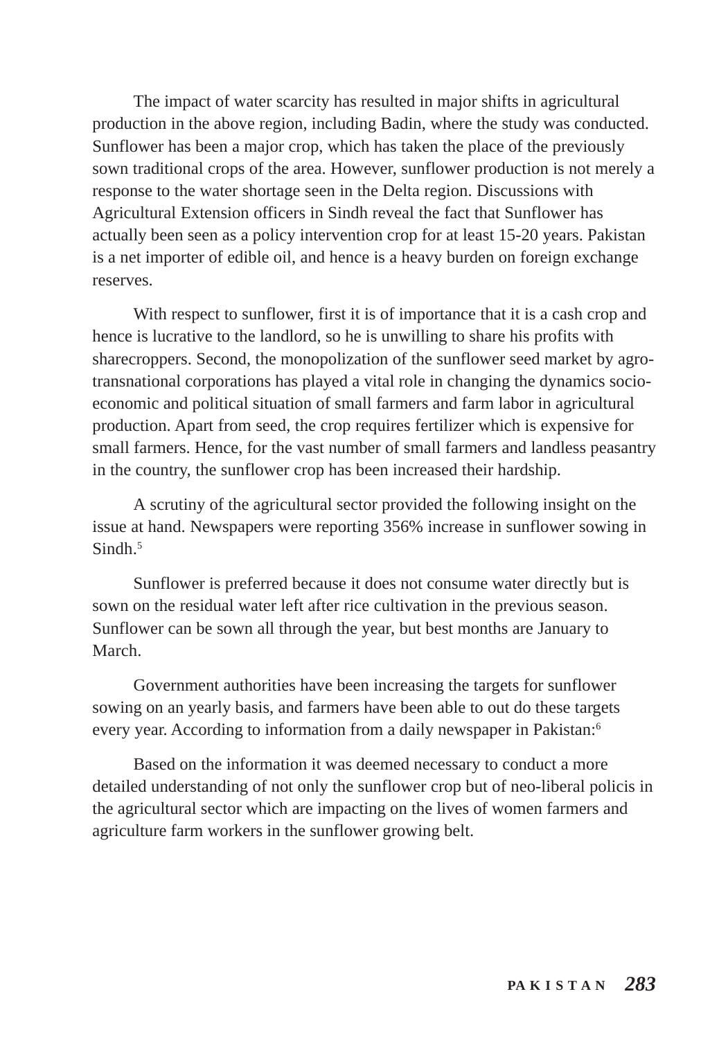The impact of water scarcity has resulted in major shifts in agricultural production in the above region, including Badin, where the study was conducted. Sunflower has been a major crop, which has taken the place of the previously sown traditional crops of the area. However, sunflower production is not merely a response to the water shortage seen in the Delta region. Discussions with Agricultural Extension officers in Sindh reveal the fact that Sunflower has actually been seen as a policy intervention crop for at least 15-20 years. Pakistan is a net importer of edible oil, and hence is a heavy burden on foreign exchange reserves.

With respect to sunflower, first it is of importance that it is a cash crop and hence is lucrative to the landlord, so he is unwilling to share his profits with sharecroppers. Second, the monopolization of the sunflower seed market by agro-transnational corporations has played a vital role in changing the dynamics socio-economic and political situation of small farmers and farm labor in agricultural production. Apart from seed, the crop requires fertilizer which is expensive for small farmers. Hence, for the vast number of small farmers and landless peasantry in the country, the sunflower crop has been increased their hardship.

A scrutiny of the agricultural sector provided the following insight on the issue at hand. Newspapers were reporting 356% increase in sunflower sowing in Sindh.[5]

Sunflower is preferred because it does not consume water directly but is sown on the residual water left after rice cultivation in the previous season. Sunflower can be sown all through the year, but best months are January to March.

Government authorities have been increasing the targets for sunflower sowing on an yearly basis, and farmers have been able to out do these targets every year. According to information from a daily newspaper in Pakistan:[6]

Based on the information it was deemed necessary to conduct a more detailed understanding of not only the sunflower crop but of neo-liberal policis in the agricultural sector which are impacting on the lives of women farmers and agriculture farm workers in the sunflower growing belt.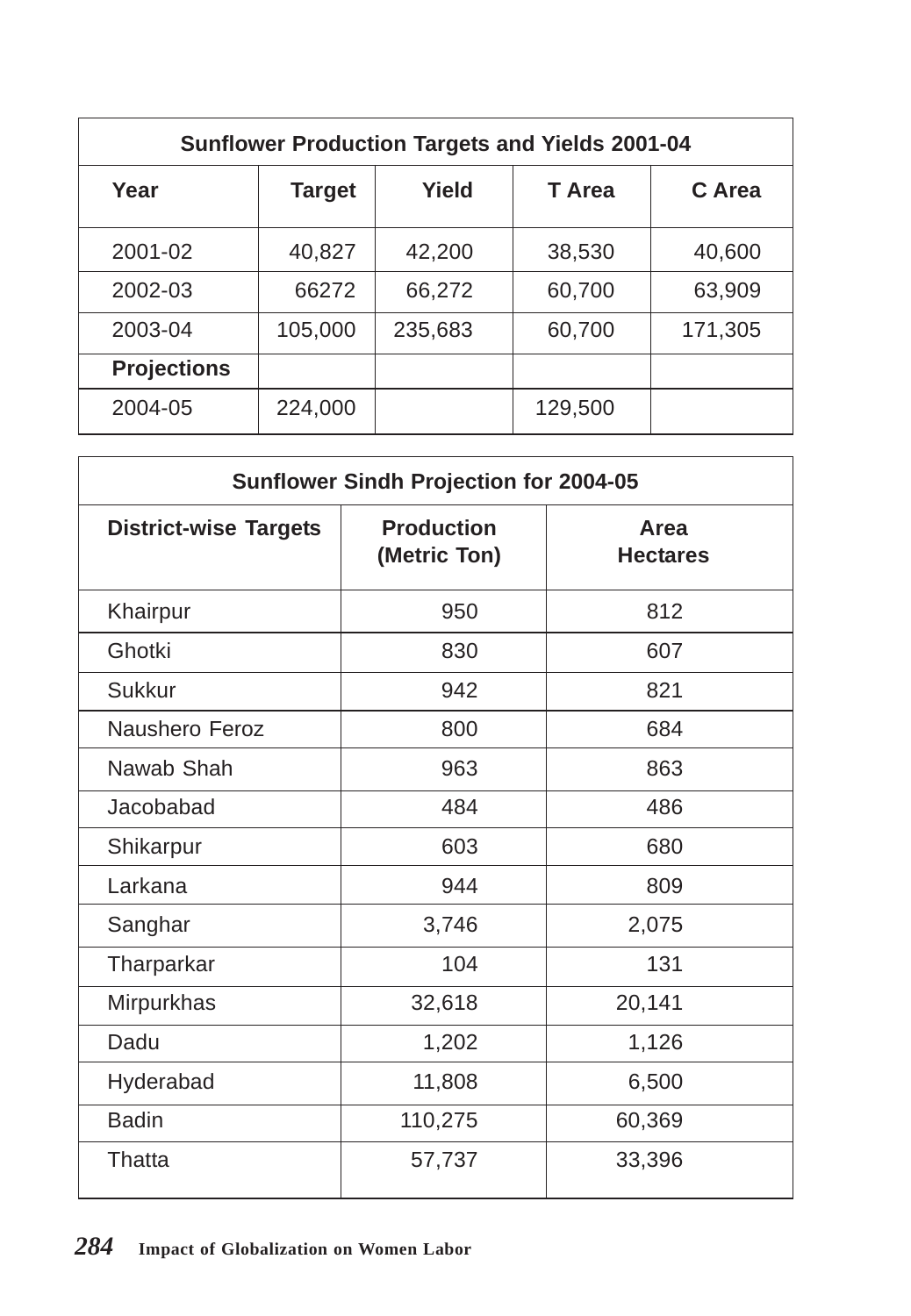| Sunflower Production Targets and Yields 2001-04 | | | | |
|---|---|---|---|---|
| **Year** | **Target** | **Yield** | **T Area** | **C Area** |
| 2001-02 | 40,827 | 42,200 | 38,530 | 40,600 |
| 2002-03 | 66272 | 66,272 | 60,700 | 63,909 |
| 2003-04 | 105,000 | 235,683 | 60,700 | 171,305 |
| **Projections** | | | | |
| 2004-05 | 224,000 | | 129,500 | |

| Sunflower Sindh Projection for 2004-05 | | |
|---|---|---|
| **District-wise Targets** | **Production (Metric Ton)** | **Area Hectares** |
| Khairpur | 950 | 812 |
| Ghotki | 830 | 607 |
| Sukkur | 942 | 821 |
| Naushero Feroz | 800 | 684 |
| Nawab Shah | 963 | 863 |
| Jacobabad | 484 | 486 |
| Shikarpur | 603 | 680 |
| Larkana | 944 | 809 |
| Sanghar | 3,746 | 2,075 |
| Tharparkar | 104 | 131 |
| Mirpurkhas | 32,618 | 20,141 |
| Dadu | 1,202 | 1,126 |
| Hyderabad | 11,808 | 6,500 |
| Badin | 110,275 | 60,369 |
| Thatta | 57,737 | 33,396 |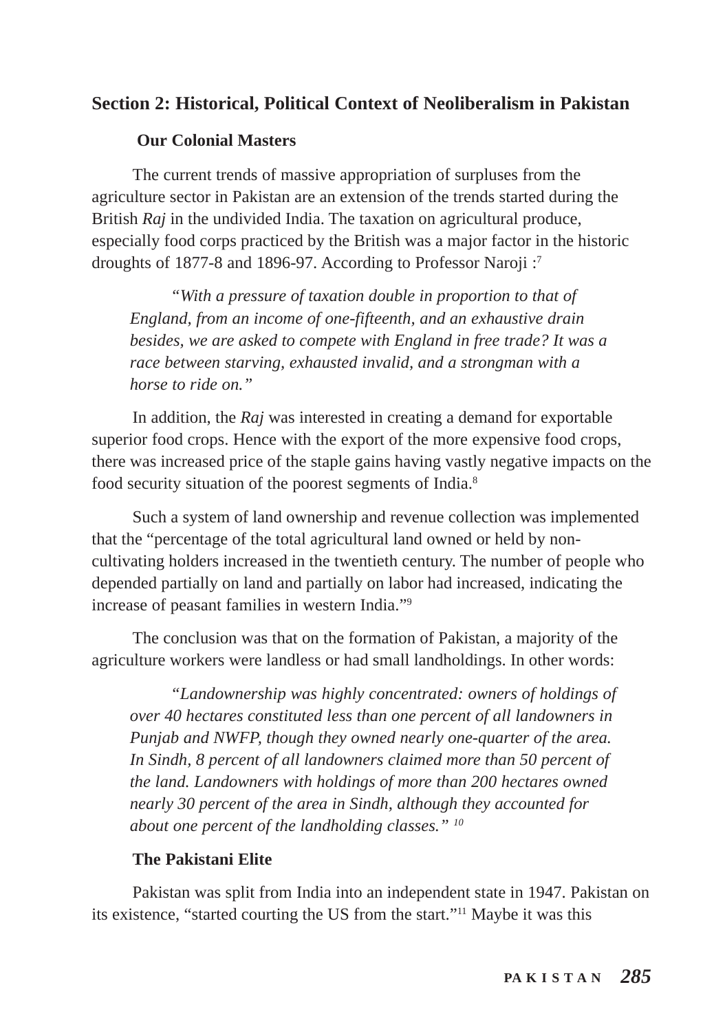## Section 2: Historical, Political Context of Neoliberalism in Pakistan

### Our Colonial Masters

The current trends of massive appropriation of surpluses from the agriculture sector in Pakistan are an extension of the trends started during the British *Raj* in the undivided India. The taxation on agricultural produce, especially food corps practiced by the British was a major factor in the historic droughts of 1877-8 and 1896-97. According to Professor Naroji :[7]

> *"With a pressure of taxation double in proportion to that of England, from an income of one-fifteenth, and an exhaustive drain besides, we are asked to compete with England in free trade? It was a race between starving, exhausted invalid, and a strongman with a horse to ride on."*

In addition, the *Raj* was interested in creating a demand for exportable superior food crops. Hence with the export of the more expensive food crops, there was increased price of the staple gains having vastly negative impacts on the food security situation of the poorest segments of India.[8]

Such a system of land ownership and revenue collection was implemented that the "percentage of the total agricultural land owned or held by non-cultivating holders increased in the twentieth century. The number of people who depended partially on land and partially on labor had increased, indicating the increase of peasant families in western India."[9]

The conclusion was that on the formation of Pakistan, a majority of the agriculture workers were landless or had small landholdings. In other words:

> *"Landownership was highly concentrated: owners of holdings of over 40 hectares constituted less than one percent of all landowners in Punjab and NWFP, though they owned nearly one-quarter of the area. In Sindh, 8 percent of all landowners claimed more than 50 percent of the land. Landowners with holdings of more than 200 hectares owned nearly 30 percent of the area in Sindh, although they accounted for about one percent of the landholding classes."* [10]

### The Pakistani Elite

Pakistan was split from India into an independent state in 1947. Pakistan on its existence, "started courting the US from the start."[11] Maybe it was this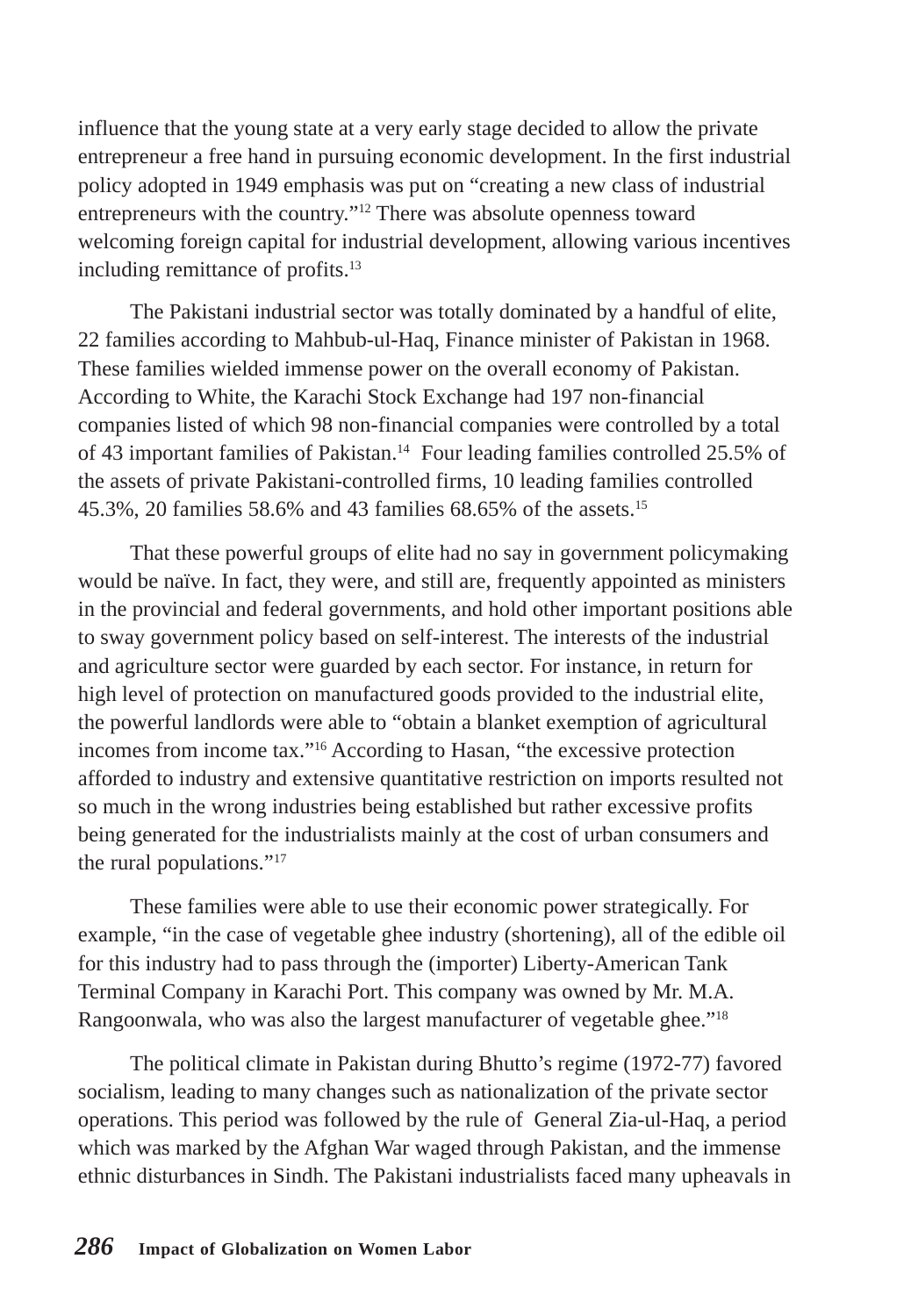influence that the young state at a very early stage decided to allow the private entrepreneur a free hand in pursuing economic development. In the first industrial policy adopted in 1949 emphasis was put on "creating a new class of industrial entrepreneurs with the country."[12] There was absolute openness toward welcoming foreign capital for industrial development, allowing various incentives including remittance of profits.[13]

The Pakistani industrial sector was totally dominated by a handful of elite, 22 families according to Mahbub-ul-Haq, Finance minister of Pakistan in 1968. These families wielded immense power on the overall economy of Pakistan. According to White, the Karachi Stock Exchange had 197 non-financial companies listed of which 98 non-financial companies were controlled by a total of 43 important families of Pakistan.[14] Four leading families controlled 25.5% of the assets of private Pakistani-controlled firms, 10 leading families controlled 45.3%, 20 families 58.6% and 43 families 68.65% of the assets.[15]

That these powerful groups of elite had no say in government policymaking would be naïve. In fact, they were, and still are, frequently appointed as ministers in the provincial and federal governments, and hold other important positions able to sway government policy based on self-interest. The interests of the industrial and agriculture sector were guarded by each sector. For instance, in return for high level of protection on manufactured goods provided to the industrial elite, the powerful landlords were able to "obtain a blanket exemption of agricultural incomes from income tax."[16] According to Hasan, "the excessive protection afforded to industry and extensive quantitative restriction on imports resulted not so much in the wrong industries being established but rather excessive profits being generated for the industrialists mainly at the cost of urban consumers and the rural populations."[17]

These families were able to use their economic power strategically. For example, "in the case of vegetable ghee industry (shortening), all of the edible oil for this industry had to pass through the (importer) Liberty-American Tank Terminal Company in Karachi Port. This company was owned by Mr. M.A. Rangoonwala, who was also the largest manufacturer of vegetable ghee."[18]

The political climate in Pakistan during Bhutto's regime (1972-77) favored socialism, leading to many changes such as nationalization of the private sector operations. This period was followed by the rule of General Zia-ul-Haq, a period which was marked by the Afghan War waged through Pakistan, and the immense ethnic disturbances in Sindh. The Pakistani industrialists faced many upheavals in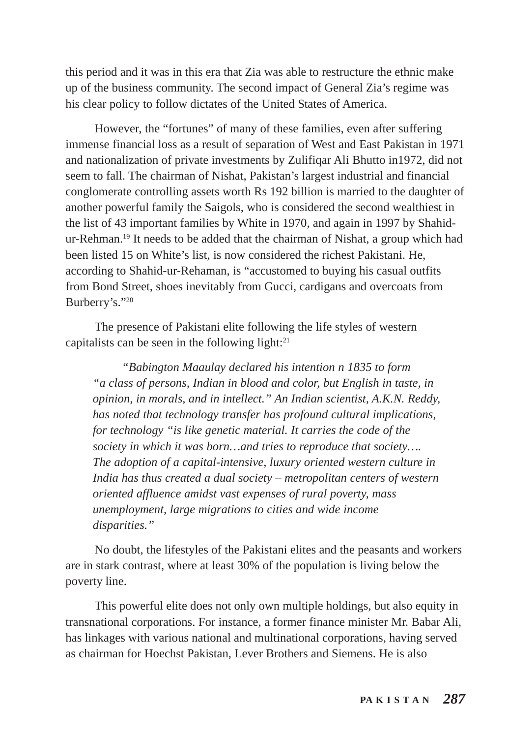this period and it was in this era that Zia was able to restructure the ethnic make up of the business community. The second impact of General Zia's regime was his clear policy to follow dictates of the United States of America.

However, the "fortunes" of many of these families, even after suffering immense financial loss as a result of separation of West and East Pakistan in 1971 and nationalization of private investments by Zulifiqar Ali Bhutto in1972, did not seem to fall. The chairman of Nishat, Pakistan's largest industrial and financial conglomerate controlling assets worth Rs 192 billion is married to the daughter of another powerful family the Saigols, who is considered the second wealthiest in the list of 43 important families by White in 1970, and again in 1997 by Shahid-ur-Rehman.[19] It needs to be added that the chairman of Nishat, a group which had been listed 15 on White's list, is now considered the richest Pakistani. He, according to Shahid-ur-Rehaman, is "accustomed to buying his casual outfits from Bond Street, shoes inevitably from Gucci, cardigans and overcoats from Burberry's."[20]

The presence of Pakistani elite following the life styles of western capitalists can be seen in the following light:[21]

> *"Babington Maaulay declared his intention n 1835 to form "a class of persons, Indian in blood and color, but English in taste, in opinion, in morals, and in intellect." An Indian scientist, A.K.N. Reddy, has noted that technology transfer has profound cultural implications, for technology "is like genetic material. It carries the code of the society in which it was born…and tries to reproduce that society…. The adoption of a capital-intensive, luxury oriented western culture in India has thus created a dual society – metropolitan centers of western oriented affluence amidst vast expenses of rural poverty, mass unemployment, large migrations to cities and wide income disparities."*

No doubt, the lifestyles of the Pakistani elites and the peasants and workers are in stark contrast, where at least 30% of the population is living below the poverty line.

This powerful elite does not only own multiple holdings, but also equity in transnational corporations. For instance, a former finance minister Mr. Babar Ali, has linkages with various national and multinational corporations, having served as chairman for Hoechst Pakistan, Lever Brothers and Siemens. He is also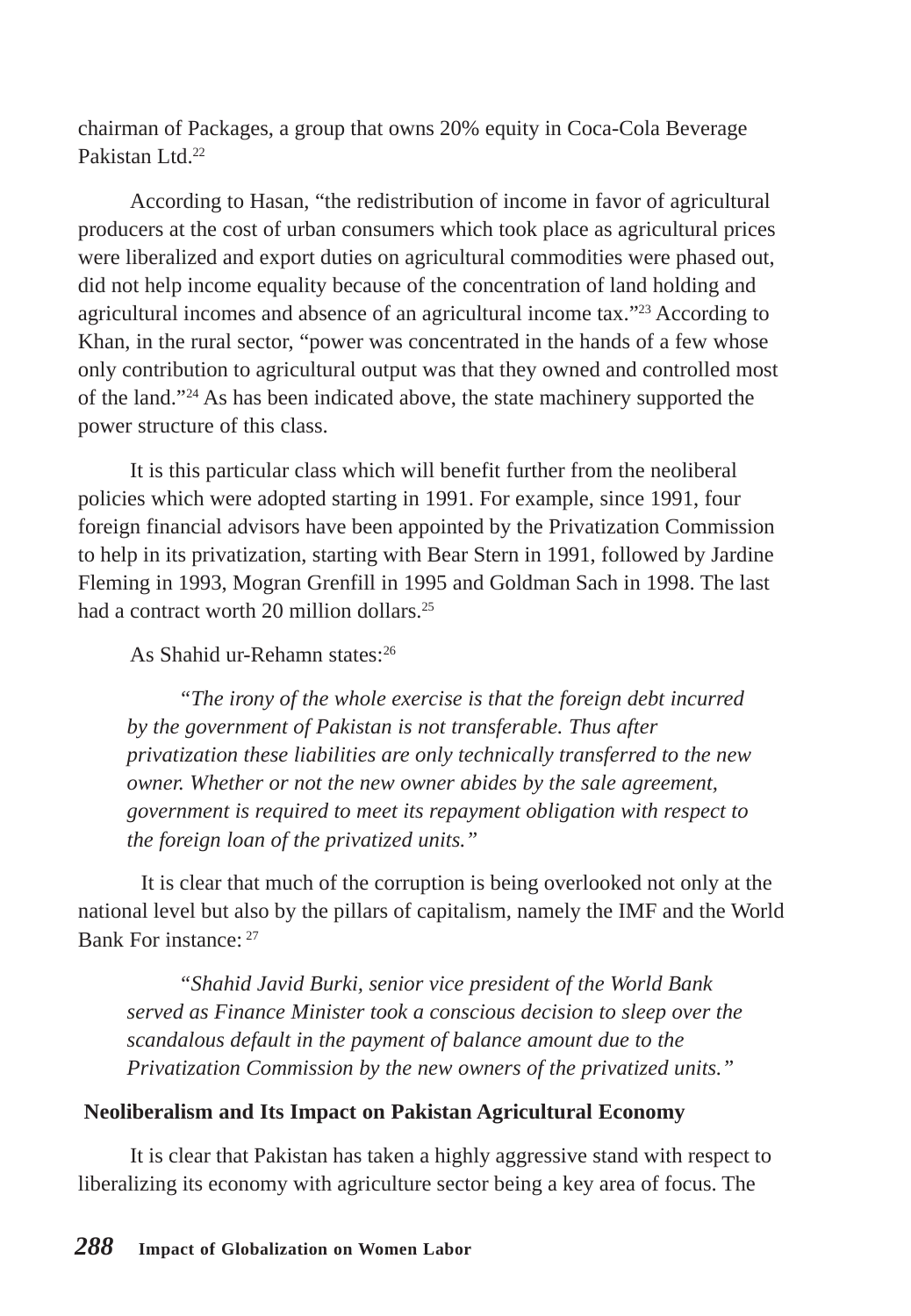chairman of Packages, a group that owns 20% equity in Coca-Cola Beverage Pakistan Ltd.[22]

According to Hasan, "the redistribution of income in favor of agricultural producers at the cost of urban consumers which took place as agricultural prices were liberalized and export duties on agricultural commodities were phased out, did not help income equality because of the concentration of land holding and agricultural incomes and absence of an agricultural income tax."[23] According to Khan, in the rural sector, "power was concentrated in the hands of a few whose only contribution to agricultural output was that they owned and controlled most of the land."[24] As has been indicated above, the state machinery supported the power structure of this class.

It is this particular class which will benefit further from the neoliberal policies which were adopted starting in 1991. For example, since 1991, four foreign financial advisors have been appointed by the Privatization Commission to help in its privatization, starting with Bear Stern in 1991, followed by Jardine Fleming in 1993, Mogran Grenfill in 1995 and Goldman Sach in 1998. The last had a contract worth 20 million dollars.[25]

As Shahid ur-Rehamn states:[26]

> *"The irony of the whole exercise is that the foreign debt incurred by the government of Pakistan is not transferable. Thus after privatization these liabilities are only technically transferred to the new owner. Whether or not the new owner abides by the sale agreement, government is required to meet its repayment obligation with respect to the foreign loan of the privatized units."*

It is clear that much of the corruption is being overlooked not only at the national level but also by the pillars of capitalism, namely the IMF and the World Bank For instance: [27]

> *"Shahid Javid Burki, senior vice president of the World Bank served as Finance Minister took a conscious decision to sleep over the scandalous default in the payment of balance amount due to the Privatization Commission by the new owners of the privatized units."*

**Neoliberalism and Its Impact on Pakistan Agricultural Economy**

It is clear that Pakistan has taken a highly aggressive stand with respect to liberalizing its economy with agriculture sector being a key area of focus. The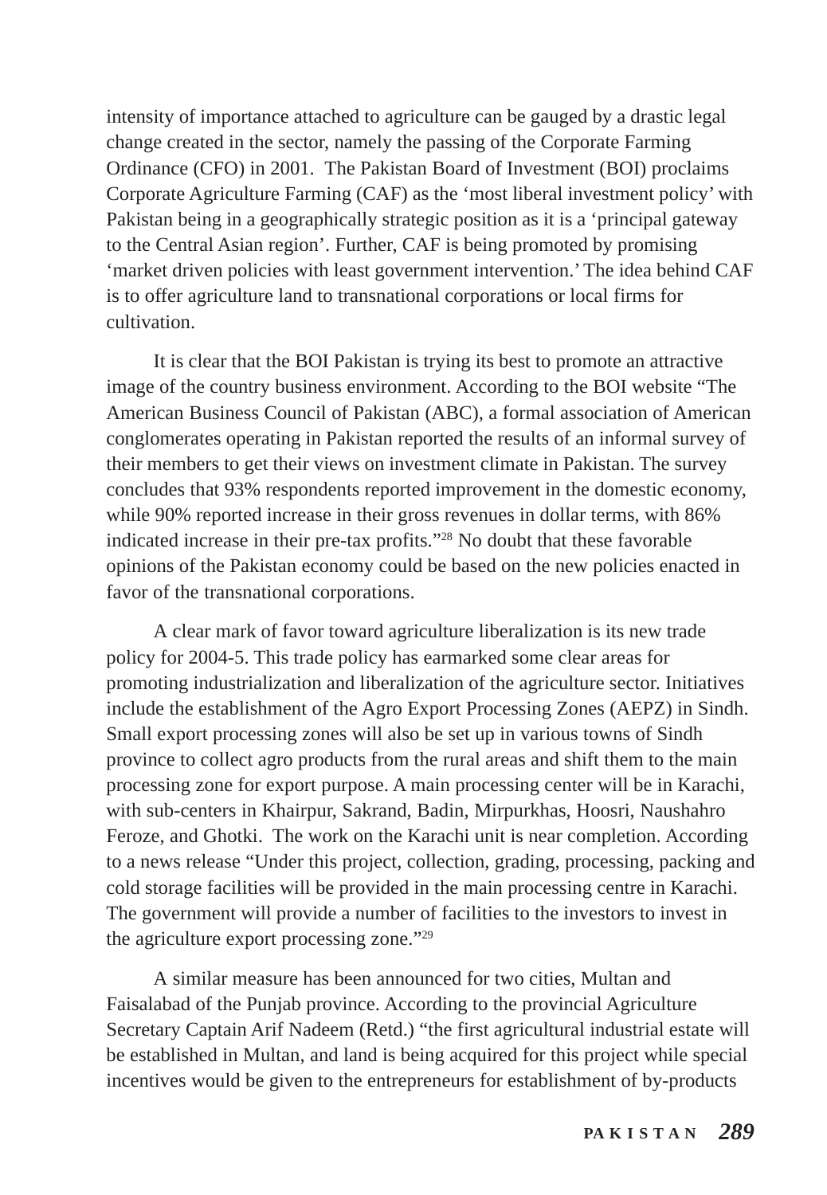intensity of importance attached to agriculture can be gauged by a drastic legal change created in the sector, namely the passing of the Corporate Farming Ordinance (CFO) in 2001. The Pakistan Board of Investment (BOI) proclaims Corporate Agriculture Farming (CAF) as the 'most liberal investment policy' with Pakistan being in a geographically strategic position as it is a 'principal gateway to the Central Asian region'. Further, CAF is being promoted by promising 'market driven policies with least government intervention.' The idea behind CAF is to offer agriculture land to transnational corporations or local firms for cultivation.

It is clear that the BOI Pakistan is trying its best to promote an attractive image of the country business environment. According to the BOI website "The American Business Council of Pakistan (ABC), a formal association of American conglomerates operating in Pakistan reported the results of an informal survey of their members to get their views on investment climate in Pakistan. The survey concludes that 93% respondents reported improvement in the domestic economy, while 90% reported increase in their gross revenues in dollar terms, with 86% indicated increase in their pre-tax profits."[28] No doubt that these favorable opinions of the Pakistan economy could be based on the new policies enacted in favor of the transnational corporations.

A clear mark of favor toward agriculture liberalization is its new trade policy for 2004-5. This trade policy has earmarked some clear areas for promoting industrialization and liberalization of the agriculture sector. Initiatives include the establishment of the Agro Export Processing Zones (AEPZ) in Sindh. Small export processing zones will also be set up in various towns of Sindh province to collect agro products from the rural areas and shift them to the main processing zone for export purpose. A main processing center will be in Karachi, with sub-centers in Khairpur, Sakrand, Badin, Mirpurkhas, Hoosri, Naushahro Feroze, and Ghotki. The work on the Karachi unit is near completion. According to a news release "Under this project, collection, grading, processing, packing and cold storage facilities will be provided in the main processing centre in Karachi. The government will provide a number of facilities to the investors to invest in the agriculture export processing zone."[29]

A similar measure has been announced for two cities, Multan and Faisalabad of the Punjab province. According to the provincial Agriculture Secretary Captain Arif Nadeem (Retd.) "the first agricultural industrial estate will be established in Multan, and land is being acquired for this project while special incentives would be given to the entrepreneurs for establishment of by-products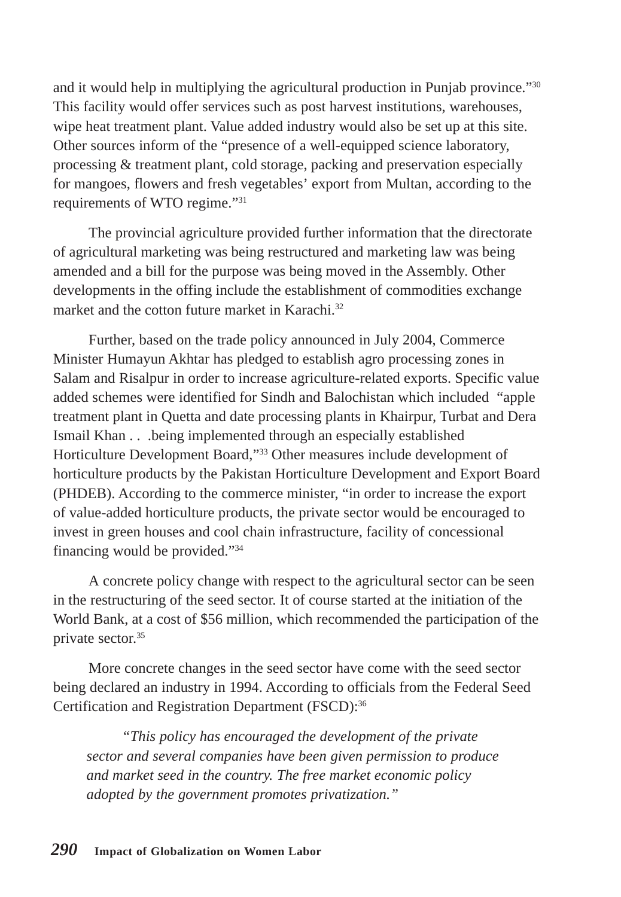and it would help in multiplying the agricultural production in Punjab province."[30] This facility would offer services such as post harvest institutions, warehouses, wipe heat treatment plant. Value added industry would also be set up at this site. Other sources inform of the "presence of a well-equipped science laboratory, processing & treatment plant, cold storage, packing and preservation especially for mangoes, flowers and fresh vegetables' export from Multan, according to the requirements of WTO regime."[31]

The provincial agriculture provided further information that the directorate of agricultural marketing was being restructured and marketing law was being amended and a bill for the purpose was being moved in the Assembly. Other developments in the offing include the establishment of commodities exchange market and the cotton future market in Karachi.[32]

Further, based on the trade policy announced in July 2004, Commerce Minister Humayun Akhtar has pledged to establish agro processing zones in Salam and Risalpur in order to increase agriculture-related exports. Specific value added schemes were identified for Sindh and Balochistan which included "apple treatment plant in Quetta and date processing plants in Khairpur, Turbat and Dera Ismail Khan . . .being implemented through an especially established Horticulture Development Board,"[33] Other measures include development of horticulture products by the Pakistan Horticulture Development and Export Board (PHDEB). According to the commerce minister, "in order to increase the export of value-added horticulture products, the private sector would be encouraged to invest in green houses and cool chain infrastructure, facility of concessional financing would be provided."[34]

A concrete policy change with respect to the agricultural sector can be seen in the restructuring of the seed sector. It of course started at the initiation of the World Bank, at a cost of $56 million, which recommended the participation of the private sector.[35]

More concrete changes in the seed sector have come with the seed sector being declared an industry in 1994. According to officials from the Federal Seed Certification and Registration Department (FSCD):[36]

> *"This policy has encouraged the development of the private sector and several companies have been given permission to produce and market seed in the country. The free market economic policy adopted by the government promotes privatization."*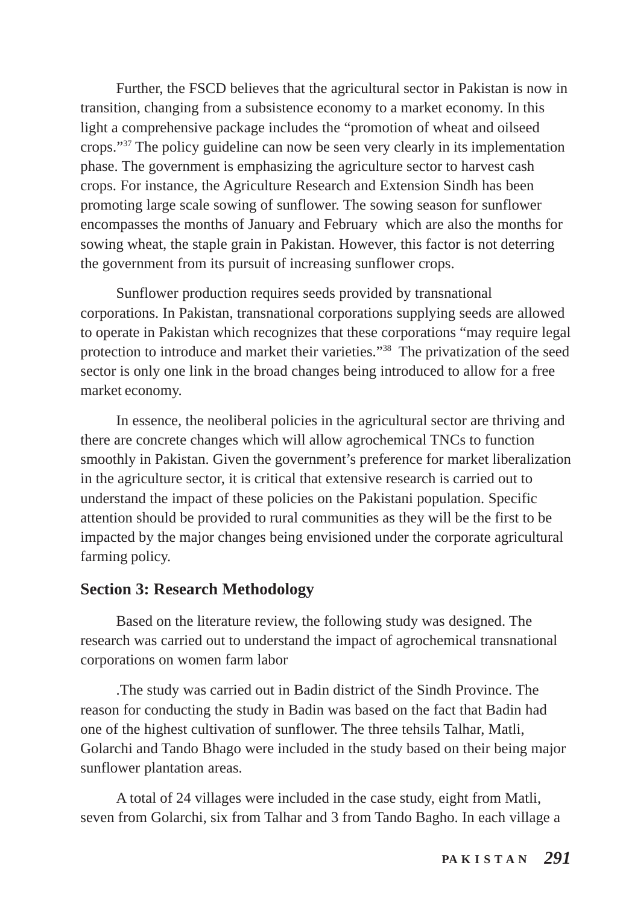Further, the FSCD believes that the agricultural sector in Pakistan is now in transition, changing from a subsistence economy to a market economy. In this light a comprehensive package includes the "promotion of wheat and oilseed crops."[37] The policy guideline can now be seen very clearly in its implementation phase. The government is emphasizing the agriculture sector to harvest cash crops. For instance, the Agriculture Research and Extension Sindh has been promoting large scale sowing of sunflower. The sowing season for sunflower encompasses the months of January and February which are also the months for sowing wheat, the staple grain in Pakistan. However, this factor is not deterring the government from its pursuit of increasing sunflower crops.

Sunflower production requires seeds provided by transnational corporations. In Pakistan, transnational corporations supplying seeds are allowed to operate in Pakistan which recognizes that these corporations "may require legal protection to introduce and market their varieties."[38] The privatization of the seed sector is only one link in the broad changes being introduced to allow for a free market economy.

In essence, the neoliberal policies in the agricultural sector are thriving and there are concrete changes which will allow agrochemical TNCs to function smoothly in Pakistan. Given the government's preference for market liberalization in the agriculture sector, it is critical that extensive research is carried out to understand the impact of these policies on the Pakistani population. Specific attention should be provided to rural communities as they will be the first to be impacted by the major changes being envisioned under the corporate agricultural farming policy.

## Section 3: Research Methodology

Based on the literature review, the following study was designed. The research was carried out to understand the impact of agrochemical transnational corporations on women farm labor

.The study was carried out in Badin district of the Sindh Province. The reason for conducting the study in Badin was based on the fact that Badin had one of the highest cultivation of sunflower. The three tehsils Talhar, Matli, Golarchi and Tando Bhago were included in the study based on their being major sunflower plantation areas.

A total of 24 villages were included in the case study, eight from Matli, seven from Golarchi, six from Talhar and 3 from Tando Bagho. In each village a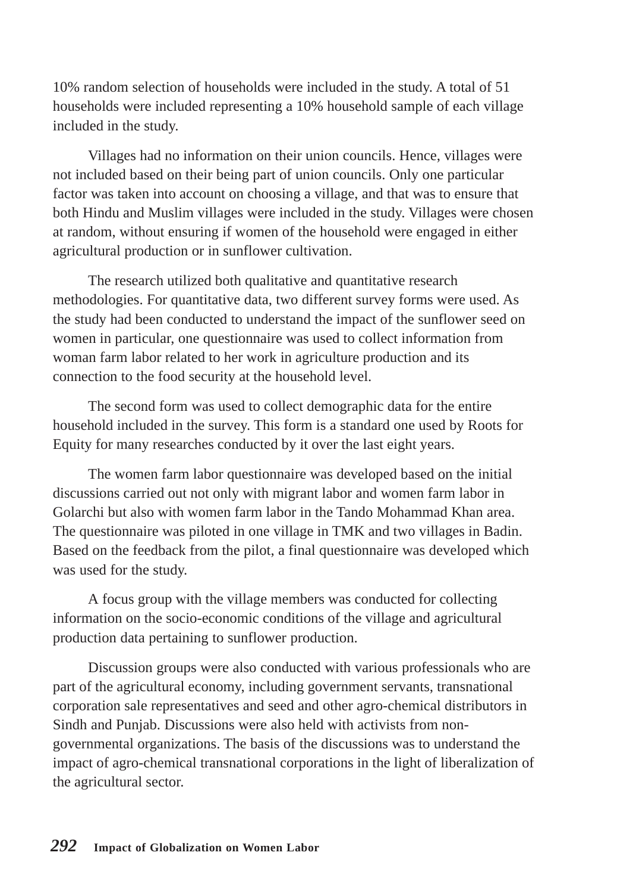10% random selection of households were included in the study. A total of 51 households were included representing a 10% household sample of each village included in the study.

Villages had no information on their union councils. Hence, villages were not included based on their being part of union councils. Only one particular factor was taken into account on choosing a village, and that was to ensure that both Hindu and Muslim villages were included in the study. Villages were chosen at random, without ensuring if women of the household were engaged in either agricultural production or in sunflower cultivation.

The research utilized both qualitative and quantitative research methodologies. For quantitative data, two different survey forms were used. As the study had been conducted to understand the impact of the sunflower seed on women in particular, one questionnaire was used to collect information from woman farm labor related to her work in agriculture production and its connection to the food security at the household level.

The second form was used to collect demographic data for the entire household included in the survey. This form is a standard one used by Roots for Equity for many researches conducted by it over the last eight years.

The women farm labor questionnaire was developed based on the initial discussions carried out not only with migrant labor and women farm labor in Golarchi but also with women farm labor in the Tando Mohammad Khan area. The questionnaire was piloted in one village in TMK and two villages in Badin. Based on the feedback from the pilot, a final questionnaire was developed which was used for the study.

A focus group with the village members was conducted for collecting information on the socio-economic conditions of the village and agricultural production data pertaining to sunflower production.

Discussion groups were also conducted with various professionals who are part of the agricultural economy, including government servants, transnational corporation sale representatives and seed and other agro-chemical distributors in Sindh and Punjab. Discussions were also held with activists from non-governmental organizations. The basis of the discussions was to understand the impact of agro-chemical transnational corporations in the light of liberalization of the agricultural sector.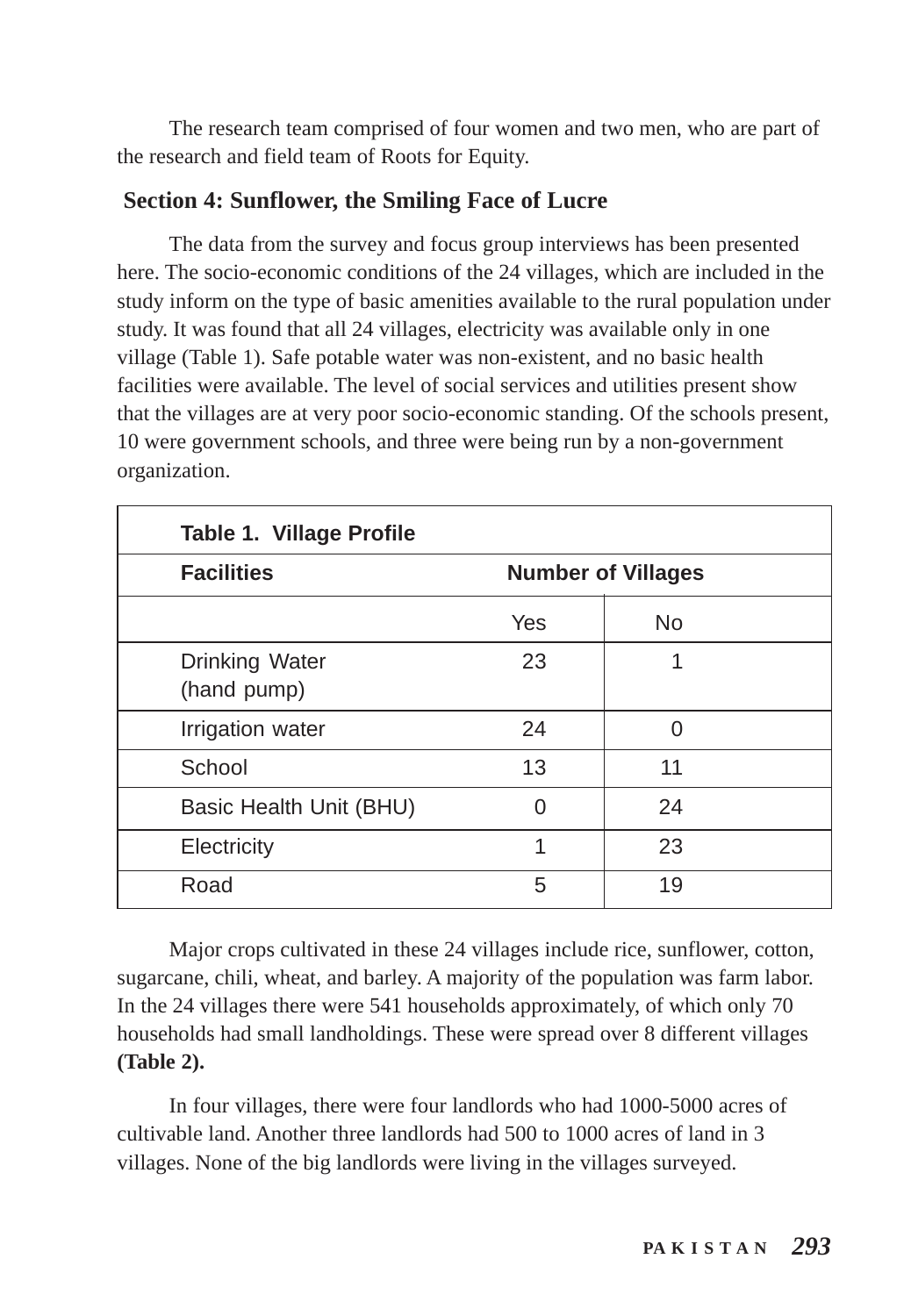The research team comprised of four women and two men, who are part of the research and field team of Roots for Equity.

## Section 4: Sunflower, the Smiling Face of Lucre

The data from the survey and focus group interviews has been presented here. The socio-economic conditions of the 24 villages, which are included in the study inform on the type of basic amenities available to the rural population under study. It was found that all 24 villages, electricity was available only in one village (Table 1). Safe potable water was non-existent, and no basic health facilities were available. The level of social services and utilities present show that the villages are at very poor socio-economic standing. Of the schools present, 10 were government schools, and three were being run by a non-government organization.

**Table 1. Village Profile**

| Facilities | Number of Villages | |
|---|---|---|
| | Yes | No |
| Drinking Water (hand pump) | 23 | 1 |
| Irrigation water | 24 | 0 |
| School | 13 | 11 |
| Basic Health Unit (BHU) | 0 | 24 |
| Electricity | 1 | 23 |
| Road | 5 | 19 |

Major crops cultivated in these 24 villages include rice, sunflower, cotton, sugarcane, chili, wheat, and barley. A majority of the population was farm labor. In the 24 villages there were 541 households approximately, of which only 70 households had small landholdings. These were spread over 8 different villages **(Table 2).**

In four villages, there were four landlords who had 1000-5000 acres of cultivable land. Another three landlords had 500 to 1000 acres of land in 3 villages. None of the big landlords were living in the villages surveyed.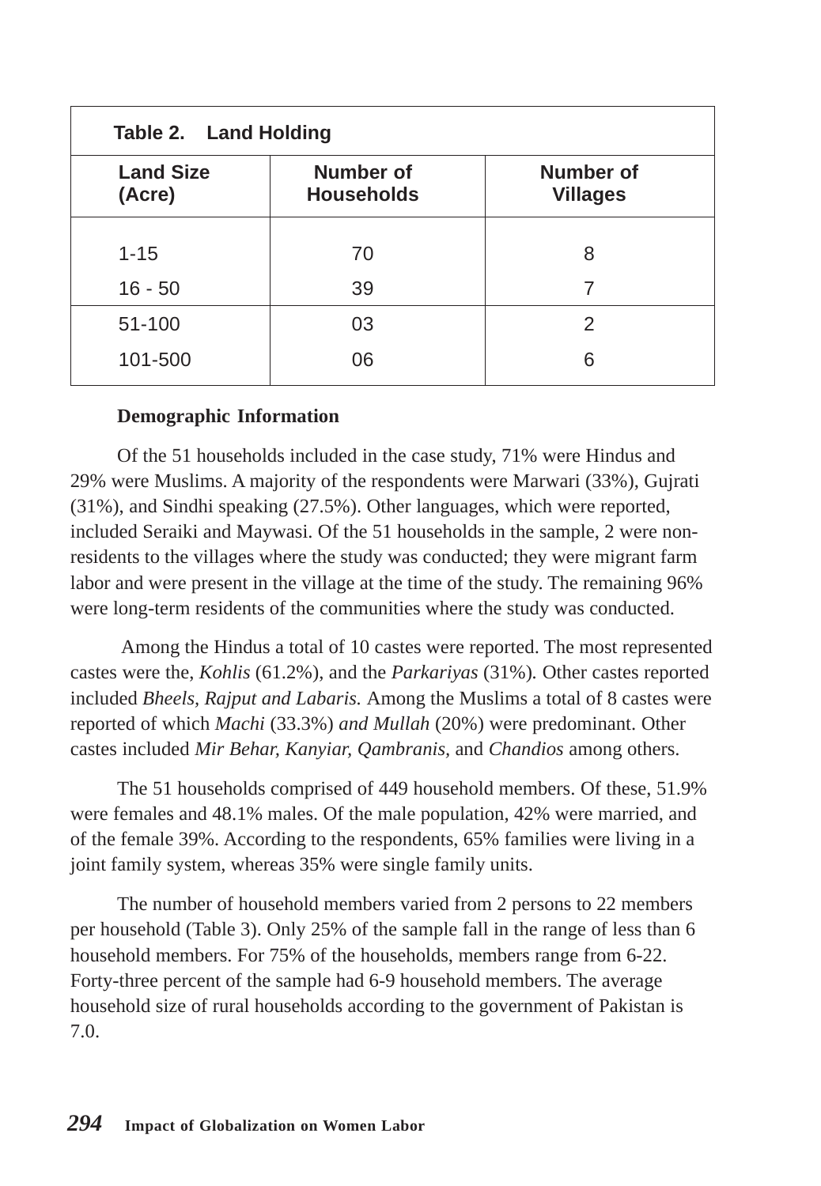**Table 2. Land Holding**

| Land Size (Acre) | Number of Households | Number of Villages |
|---|---|---|
| 1-15 | 70 | 8 |
| 16 - 50 | 39 | 7 |
| 51-100 | 03 | 2 |
| 101-500 | 06 | 6 |

**Demographic Information**

Of the 51 households included in the case study, 71% were Hindus and 29% were Muslims. A majority of the respondents were Marwari (33%), Gujrati (31%), and Sindhi speaking (27.5%). Other languages, which were reported, included Seraiki and Maywasi. Of the 51 households in the sample, 2 were non-residents to the villages where the study was conducted; they were migrant farm labor and were present in the village at the time of the study. The remaining 96% were long-term residents of the communities where the study was conducted.

Among the Hindus a total of 10 castes were reported. The most represented castes were the, *Kohlis* (61.2%), and the *Parkariyas* (31%). Other castes reported included *Bheels, Rajput and Labaris.* Among the Muslims a total of 8 castes were reported of which *Machi* (33.3%) *and Mullah* (20%) were predominant. Other castes included *Mir Behar, Kanyiar, Qambranis*, and *Chandios* among others.

The 51 households comprised of 449 household members. Of these, 51.9% were females and 48.1% males. Of the male population, 42% were married, and of the female 39%. According to the respondents, 65% families were living in a joint family system, whereas 35% were single family units.

The number of household members varied from 2 persons to 22 members per household (Table 3). Only 25% of the sample fall in the range of less than 6 household members. For 75% of the households, members range from 6-22. Forty-three percent of the sample had 6-9 household members. The average household size of rural households according to the government of Pakistan is 7.0.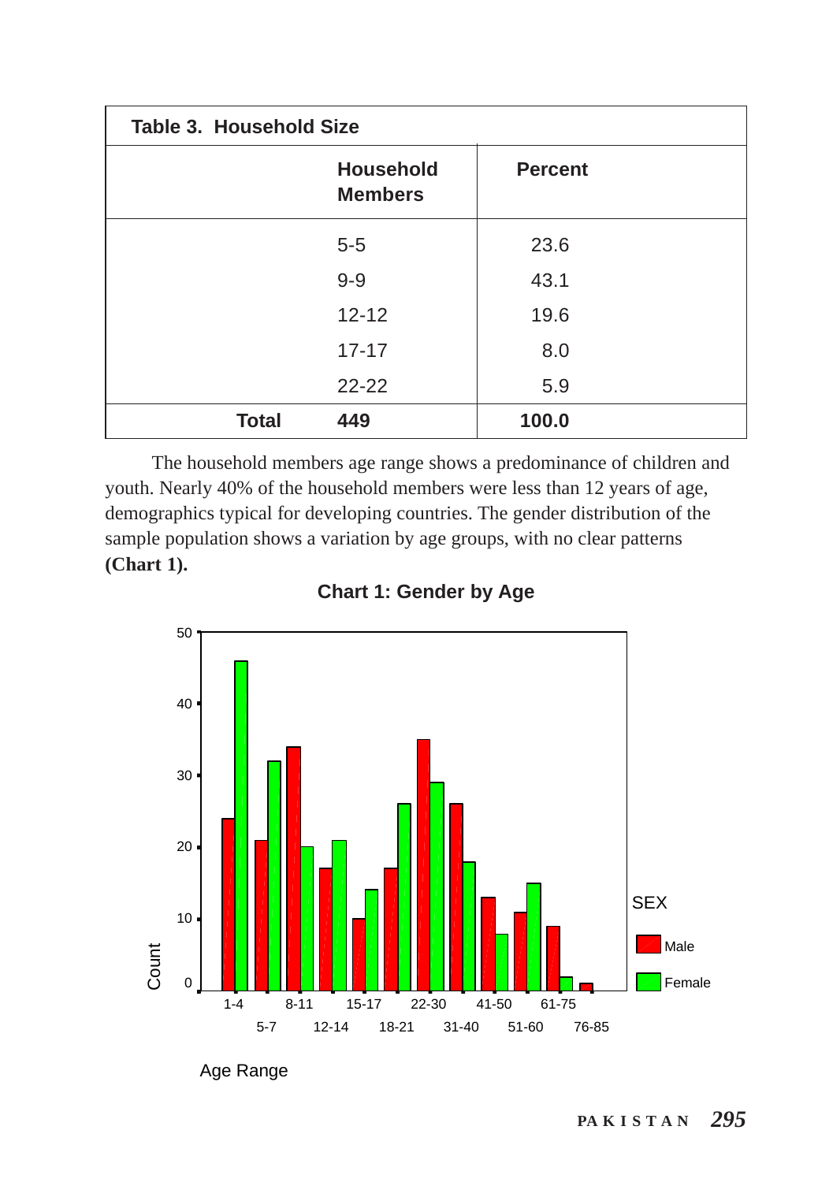| Table 3. Household Size | | |
|---|---|---|
| | **Household Members** | **Percent** |
| | 5-5 | 23.6 |
| | 9-9 | 43.1 |
| | 12-12 | 19.6 |
| | 17-17 | 8.0 |
| | 22-22 | 5.9 |
| **Total** | **449** | **100.0** |

The household members age range shows a predominance of children and youth. Nearly 40% of the household members were less than 12 years of age, demographics typical for developing countries. The gender distribution of the sample population shows a variation by age groups, with no clear patterns **(Chart 1).**

**Chart 1: Gender by Age**

| Age Range | Male | Female |
|---|---|---|
| 1-4 | 24 | 46 |
| 5-7 | 21 | 32 |
| 8-11 | 34 | 20 |
| 12-14 | 17 | 21 |
| 15-17 | 10 | 14 |
| 18-21 | 17 | 26 |
| 22-30 | 35 | 29 |
| 31-40 | 26 | 18 |
| 41-50 | 13 | 8 |
| 51-60 | 11 | 15 |
| 61-75 | 9 | 2 |
| 76-85 | 1 | |

Count

Age Range

SEX: Male, Female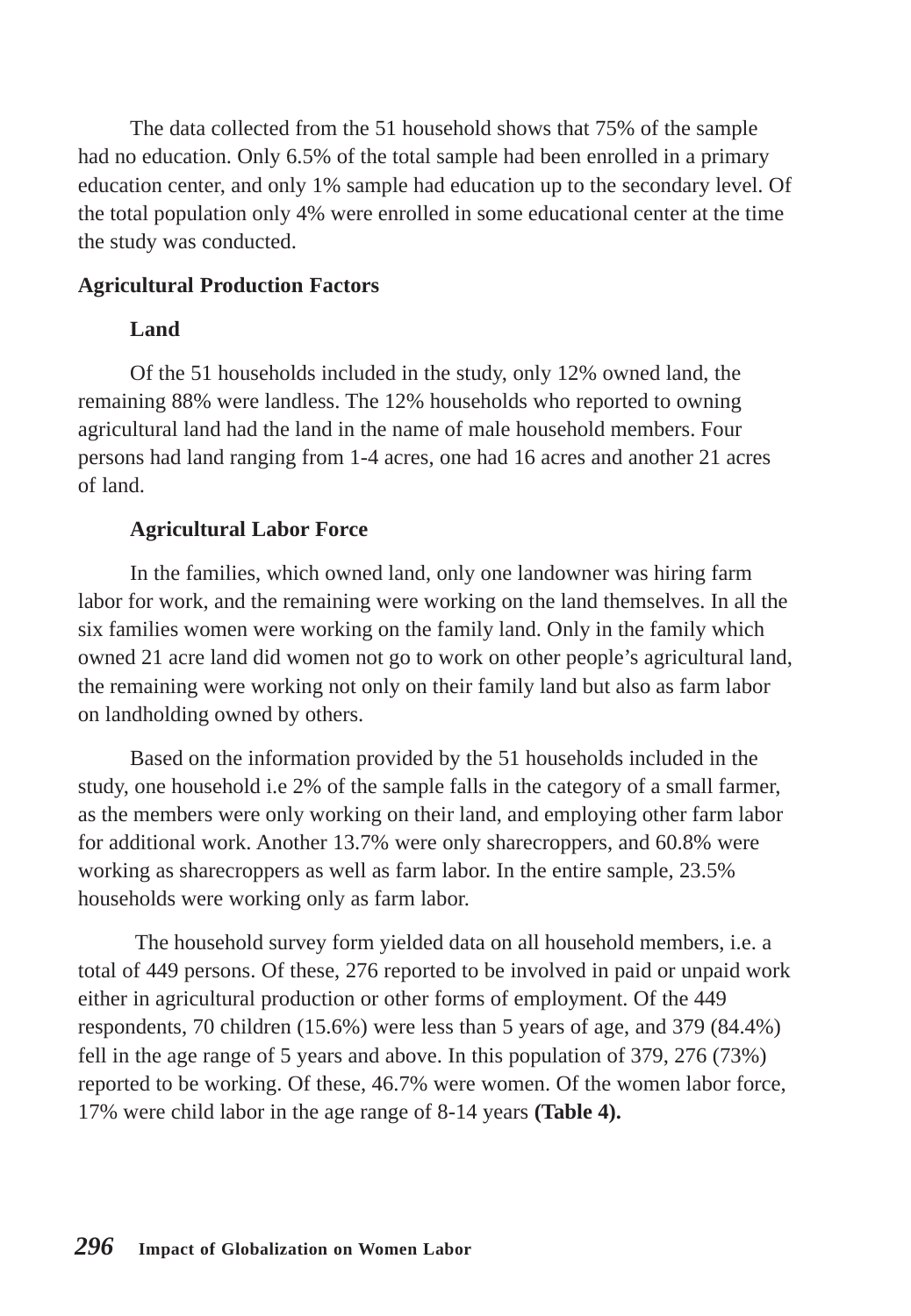The data collected from the 51 household shows that 75% of the sample had no education. Only 6.5% of the total sample had been enrolled in a primary education center, and only 1% sample had education up to the secondary level. Of the total population only 4% were enrolled in some educational center at the time the study was conducted.

## Agricultural Production Factors

### Land

Of the 51 households included in the study, only 12% owned land, the remaining 88% were landless. The 12% households who reported to owning agricultural land had the land in the name of male household members. Four persons had land ranging from 1-4 acres, one had 16 acres and another 21 acres of land.

### Agricultural Labor Force

In the families, which owned land, only one landowner was hiring farm labor for work, and the remaining were working on the land themselves. In all the six families women were working on the family land. Only in the family which owned 21 acre land did women not go to work on other people's agricultural land, the remaining were working not only on their family land but also as farm labor on landholding owned by others.

Based on the information provided by the 51 households included in the study, one household i.e 2% of the sample falls in the category of a small farmer, as the members were only working on their land, and employing other farm labor for additional work. Another 13.7% were only sharecroppers, and 60.8% were working as sharecroppers as well as farm labor. In the entire sample, 23.5% households were working only as farm labor.

The household survey form yielded data on all household members, i.e. a total of 449 persons. Of these, 276 reported to be involved in paid or unpaid work either in agricultural production or other forms of employment. Of the 449 respondents, 70 children (15.6%) were less than 5 years of age, and 379 (84.4%) fell in the age range of 5 years and above. In this population of 379, 276 (73%) reported to be working. Of these, 46.7% were women. Of the women labor force, 17% were child labor in the age range of 8-14 years **(Table 4).**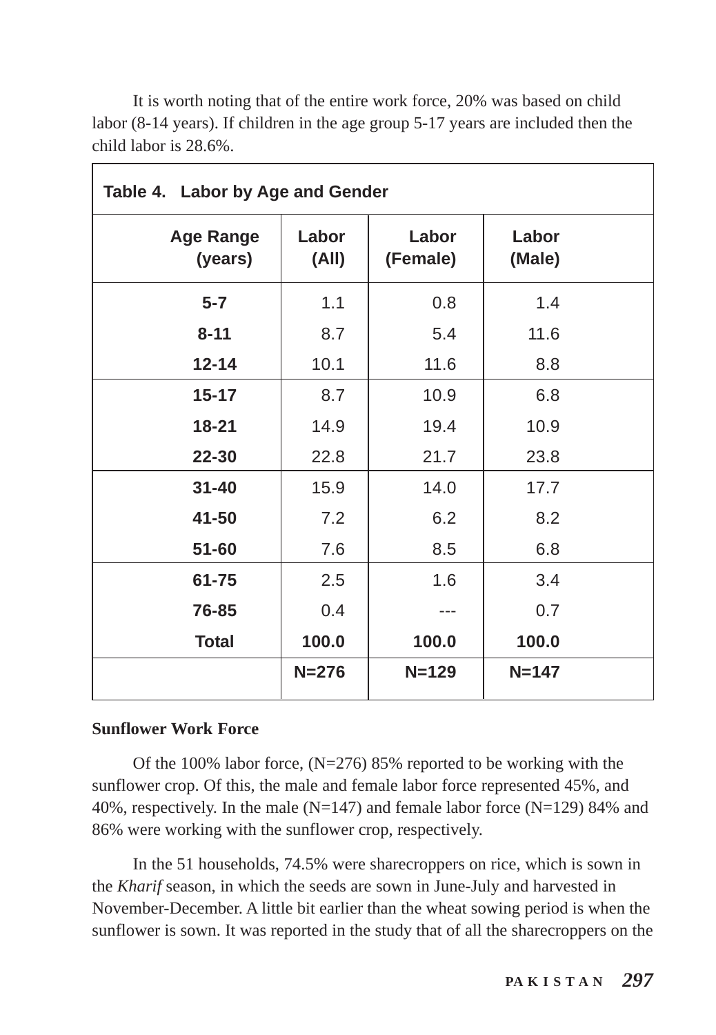It is worth noting that of the entire work force, 20% was based on child labor (8-14 years). If children in the age group 5-17 years are included then the child labor is 28.6%.

**Table 4. Labor by Age and Gender**

| Age Range (years) | Labor (All) | Labor (Female) | Labor (Male) |
|---|---|---|---|
| **5-7** | 1.1 | 0.8 | 1.4 |
| **8-11** | 8.7 | 5.4 | 11.6 |
| **12-14** | 10.1 | 11.6 | 8.8 |
| **15-17** | 8.7 | 10.9 | 6.8 |
| **18-21** | 14.9 | 19.4 | 10.9 |
| **22-30** | 22.8 | 21.7 | 23.8 |
| **31-40** | 15.9 | 14.0 | 17.7 |
| **41-50** | 7.2 | 6.2 | 8.2 |
| **51-60** | 7.6 | 8.5 | 6.8 |
| **61-75** | 2.5 | 1.6 | 3.4 |
| **76-85** | 0.4 | --- | 0.7 |
| **Total** | **100.0** | **100.0** | **100.0** |
| | **N=276** | **N=129** | **N=147** |

**Sunflower Work Force**

Of the 100% labor force, (N=276) 85% reported to be working with the sunflower crop. Of this, the male and female labor force represented 45%, and 40%, respectively. In the male (N=147) and female labor force (N=129) 84% and 86% were working with the sunflower crop, respectively.

In the 51 households, 74.5% were sharecroppers on rice, which is sown in the *Kharif* season, in which the seeds are sown in June-July and harvested in November-December. A little bit earlier than the wheat sowing period is when the sunflower is sown. It was reported in the study that of all the sharecroppers on the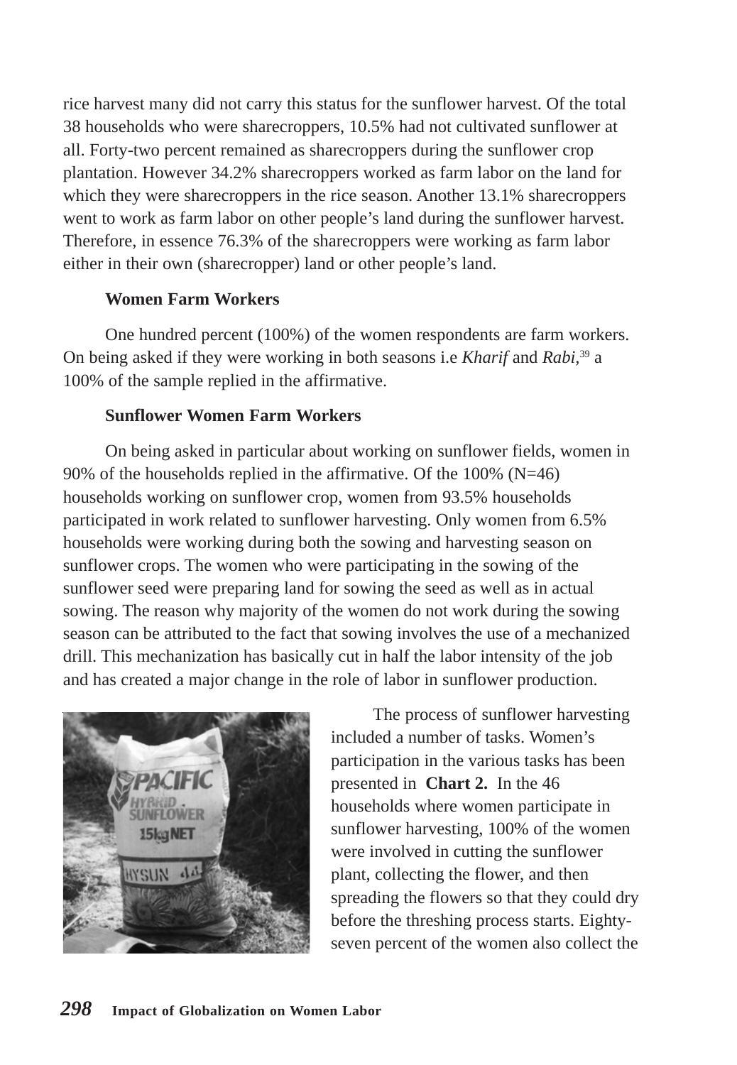rice harvest many did not carry this status for the sunflower harvest. Of the total 38 households who were sharecroppers, 10.5% had not cultivated sunflower at all. Forty-two percent remained as sharecroppers during the sunflower crop plantation. However 34.2% sharecroppers worked as farm labor on the land for which they were sharecroppers in the rice season. Another 13.1% sharecroppers went to work as farm labor on other people's land during the sunflower harvest. Therefore, in essence 76.3% of the sharecroppers were working as farm labor either in their own (sharecropper) land or other people's land.

**Women Farm Workers**

One hundred percent (100%) of the women respondents are farm workers. On being asked if they were working in both seasons i.e *Kharif* and *Rabi*,[39] a 100% of the sample replied in the affirmative.

**Sunflower Women Farm Workers**

On being asked in particular about working on sunflower fields, women in 90% of the households replied in the affirmative. Of the 100% (N=46) households working on sunflower crop, women from 93.5% households participated in work related to sunflower harvesting. Only women from 6.5% households were working during both the sowing and harvesting season on sunflower crops. The women who were participating in the sowing of the sunflower seed were preparing land for sowing the seed as well as in actual sowing. The reason why majority of the women do not work during the sowing season can be attributed to the fact that sowing involves the use of a mechanized drill. This mechanization has basically cut in half the labor intensity of the job and has created a major change in the role of labor in sunflower production.

The process of sunflower harvesting included a number of tasks. Women's participation in the various tasks has been presented in **Chart 2.** In the 46 households where women participate in sunflower harvesting, 100% of the women were involved in cutting the sunflower plant, collecting the flower, and then spreading the flowers so that they could dry before the threshing process starts. Eighty-seven percent of the women also collect the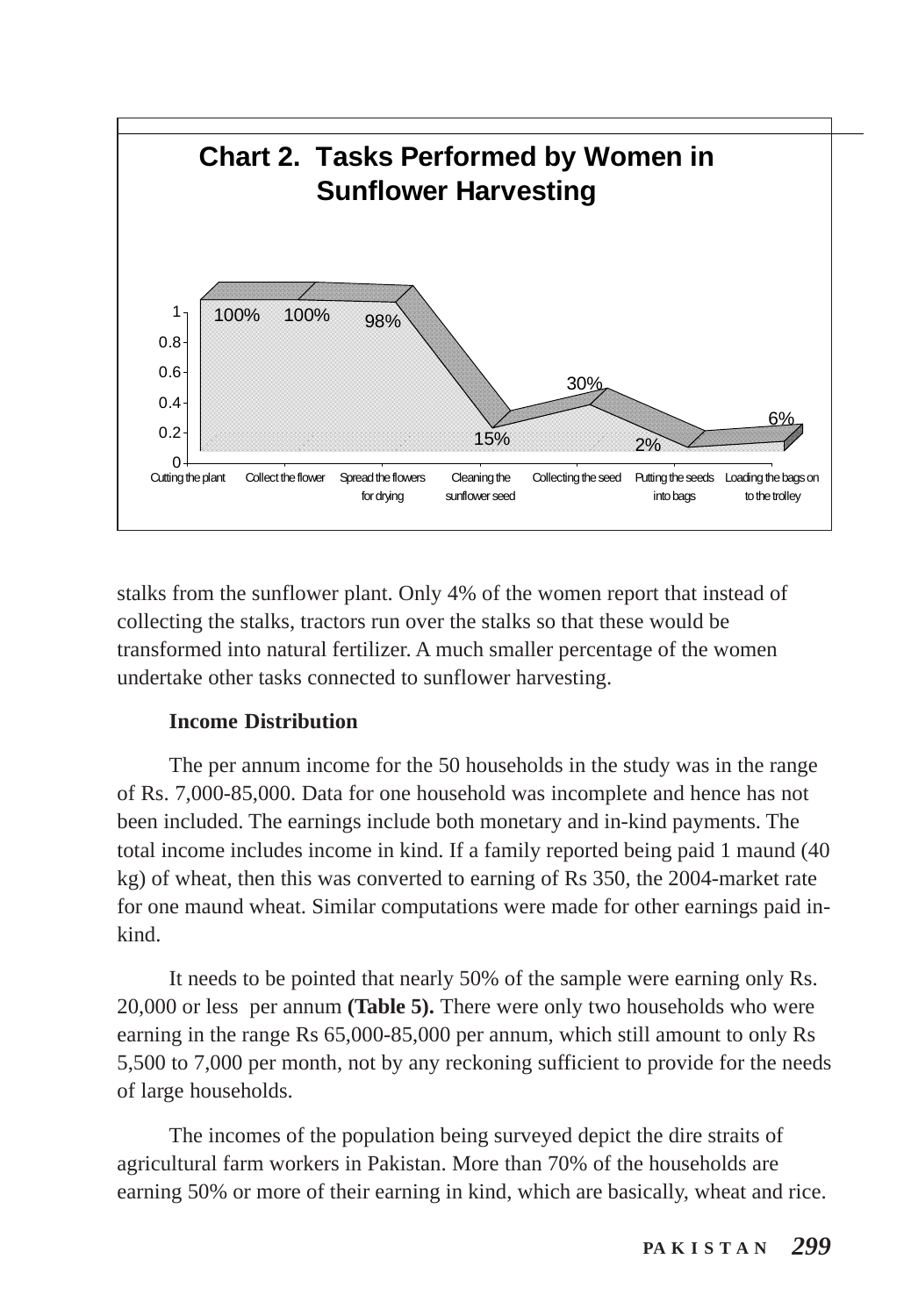**Chart 2. Tasks Performed by Women in Sunflower Harvesting**

| Task | Percentage |
|---|---|
| Cutting the plant | 100% |
| Collect the flower | 100% |
| Spread the flowers for drying | 98% |
| Cleaning the sunflower seed | 15% |
| Collecting the seed | 30% |
| Putting the seeds into bags | 2% |
| Loading the bags on to the trolley | 6% |

stalks from the sunflower plant. Only 4% of the women report that instead of collecting the stalks, tractors run over the stalks so that these would be transformed into natural fertilizer. A much smaller percentage of the women undertake other tasks connected to sunflower harvesting.

**Income Distribution**

The per annum income for the 50 households in the study was in the range of Rs. 7,000-85,000. Data for one household was incomplete and hence has not been included. The earnings include both monetary and in-kind payments. The total income includes income in kind. If a family reported being paid 1 maund (40 kg) of wheat, then this was converted to earning of Rs 350, the 2004-market rate for one maund wheat. Similar computations were made for other earnings paid in-kind.

It needs to be pointed that nearly 50% of the sample were earning only Rs. 20,000 or less per annum **(Table 5).** There were only two households who were earning in the range Rs 65,000-85,000 per annum, which still amount to only Rs 5,500 to 7,000 per month, not by any reckoning sufficient to provide for the needs of large households.

The incomes of the population being surveyed depict the dire straits of agricultural farm workers in Pakistan. More than 70% of the households are earning 50% or more of their earning in kind, which are basically, wheat and rice.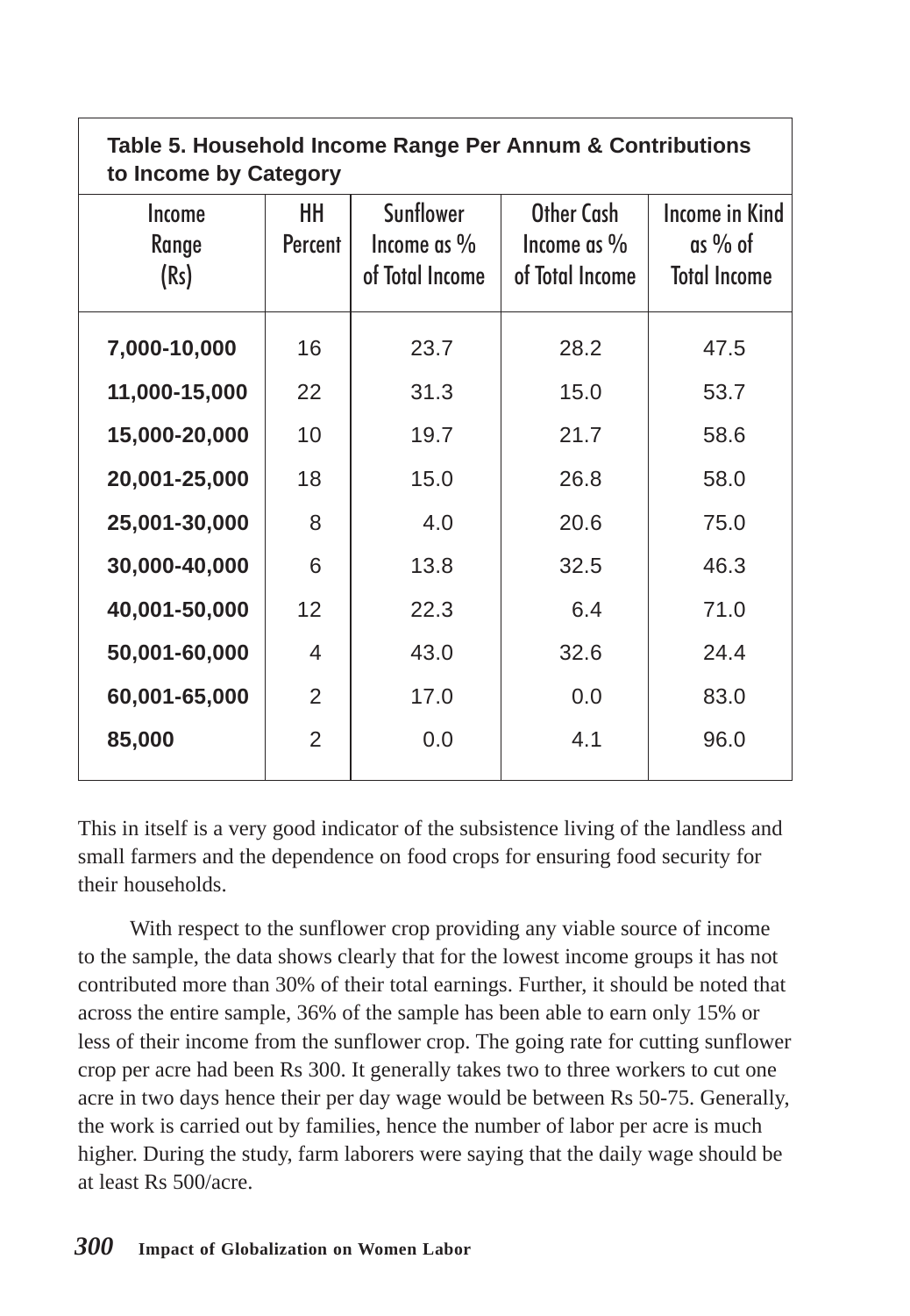**Table 5. Household Income Range Per Annum & Contributions to Income by Category**

| Income Range (Rs) | HH Percent | Sunflower Income as % of Total Income | Other Cash Income as % of Total Income | Income in Kind as % of Total Income |
|---|---|---|---|---|
| **7,000-10,000** | 16 | 23.7 | 28.2 | 47.5 |
| **11,000-15,000** | 22 | 31.3 | 15.0 | 53.7 |
| **15,000-20,000** | 10 | 19.7 | 21.7 | 58.6 |
| **20,001-25,000** | 18 | 15.0 | 26.8 | 58.0 |
| **25,001-30,000** | 8 | 4.0 | 20.6 | 75.0 |
| **30,000-40,000** | 6 | 13.8 | 32.5 | 46.3 |
| **40,001-50,000** | 12 | 22.3 | 6.4 | 71.0 |
| **50,001-60,000** | 4 | 43.0 | 32.6 | 24.4 |
| **60,001-65,000** | 2 | 17.0 | 0.0 | 83.0 |
| **85,000** | 2 | 0.0 | 4.1 | 96.0 |

This in itself is a very good indicator of the subsistence living of the landless and small farmers and the dependence on food crops for ensuring food security for their households.

With respect to the sunflower crop providing any viable source of income to the sample, the data shows clearly that for the lowest income groups it has not contributed more than 30% of their total earnings. Further, it should be noted that across the entire sample, 36% of the sample has been able to earn only 15% or less of their income from the sunflower crop. The going rate for cutting sunflower crop per acre had been Rs 300. It generally takes two to three workers to cut one acre in two days hence their per day wage would be between Rs 50-75. Generally, the work is carried out by families, hence the number of labor per acre is much higher. During the study, farm laborers were saying that the daily wage should be at least Rs 500/acre.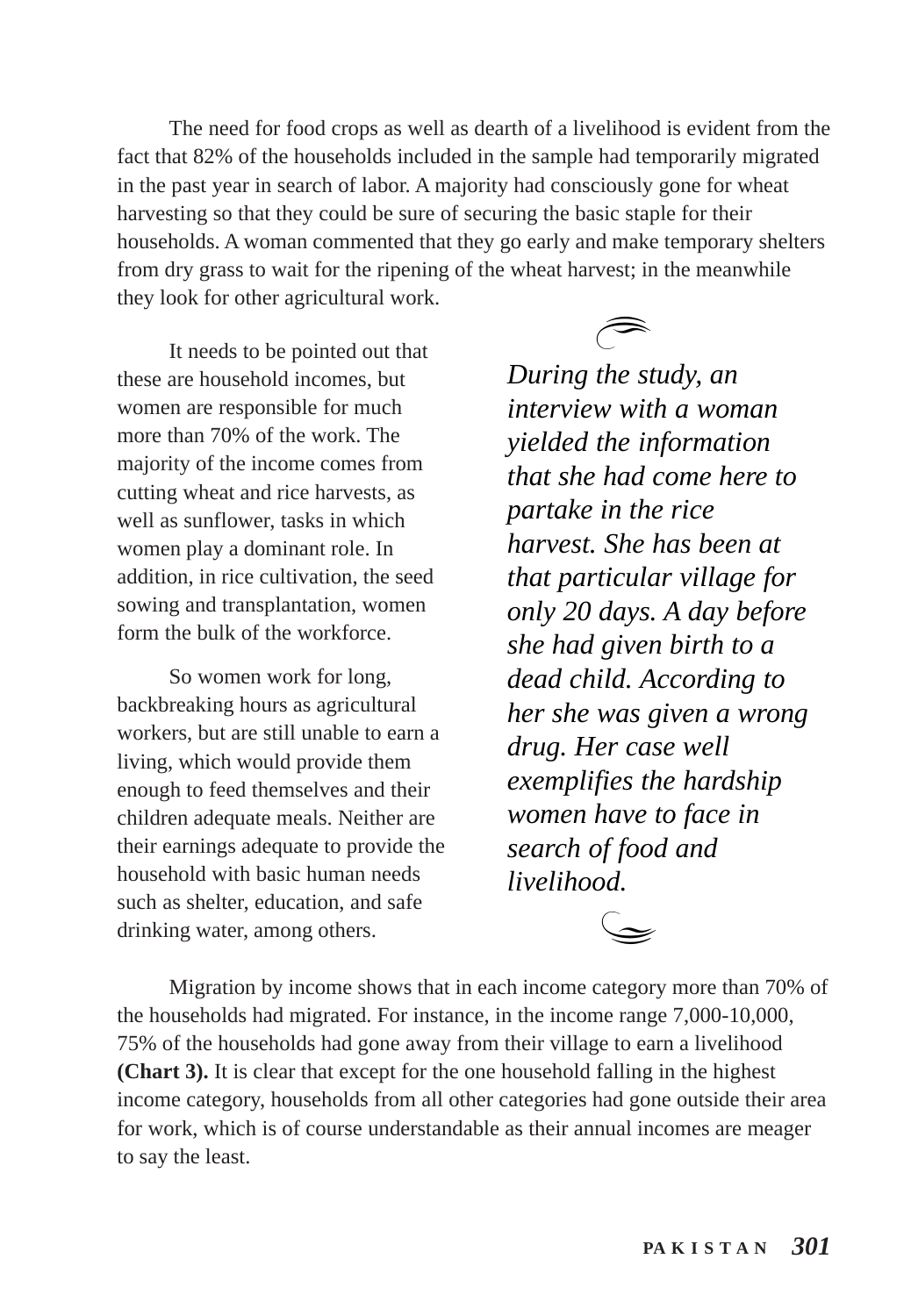The need for food crops as well as dearth of a livelihood is evident from the fact that 82% of the households included in the sample had temporarily migrated in the past year in search of labor. A majority had consciously gone for wheat harvesting so that they could be sure of securing the basic staple for their households. A woman commented that they go early and make temporary shelters from dry grass to wait for the ripening of the wheat harvest; in the meanwhile they look for other agricultural work.

It needs to be pointed out that these are household incomes, but women are responsible for much more than 70% of the work. The majority of the income comes from cutting wheat and rice harvests, as well as sunflower, tasks in which women play a dominant role. In addition, in rice cultivation, the seed sowing and transplantation, women form the bulk of the workforce.

So women work for long, backbreaking hours as agricultural workers, but are still unable to earn a living, which would provide them enough to feed themselves and their children adequate meals. Neither are their earnings adequate to provide the household with basic human needs such as shelter, education, and safe drinking water, among others.

*During the study, an interview with a woman yielded the information that she had come here to partake in the rice harvest. She has been at that particular village for only 20 days. A day before she had given birth to a dead child. According to her she was given a wrong drug. Her case well exemplifies the hardship women have to face in search of food and livelihood.*

Migration by income shows that in each income category more than 70% of the households had migrated. For instance, in the income range 7,000-10,000, 75% of the households had gone away from their village to earn a livelihood **(Chart 3).** It is clear that except for the one household falling in the highest income category, households from all other categories had gone outside their area for work, which is of course understandable as their annual incomes are meager to say the least.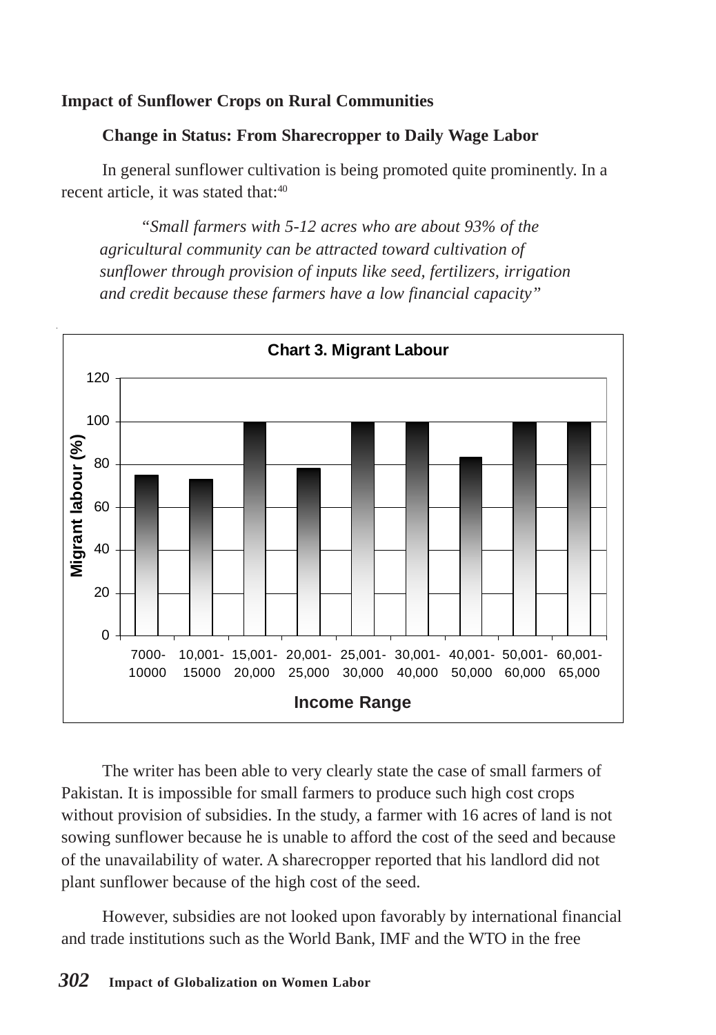## Impact of Sunflower Crops on Rural Communities

### Change in Status: From Sharecropper to Daily Wage Labor

In general sunflower cultivation is being promoted quite prominently. In a recent article, it was stated that:[40]

> *"Small farmers with 5-12 acres who are about 93% of the agricultural community can be attracted toward cultivation of sunflower through provision of inputs like seed, fertilizers, irrigation and credit because these farmers have a low financial capacity"*

**Chart 3. Migrant Labour**

| Income Range | Migrant labour (%) |
|---|---|
| 7000-10000 | 75 |
| 10,001-15000 | 73 |
| 15,001-20,000 | 100 |
| 20,001-25,000 | 78 |
| 25,001-30,000 | 100 |
| 30,001-40,000 | 100 |
| 40,001-50,000 | 83 |
| 50,001-60,000 | 100 |
| 60,001-65,000 | 100 |

The writer has been able to very clearly state the case of small farmers of Pakistan. It is impossible for small farmers to produce such high cost crops without provision of subsidies. In the study, a farmer with 16 acres of land is not sowing sunflower because he is unable to afford the cost of the seed and because of the unavailability of water. A sharecropper reported that his landlord did not plant sunflower because of the high cost of the seed.

However, subsidies are not looked upon favorably by international financial and trade institutions such as the World Bank, IMF and the WTO in the free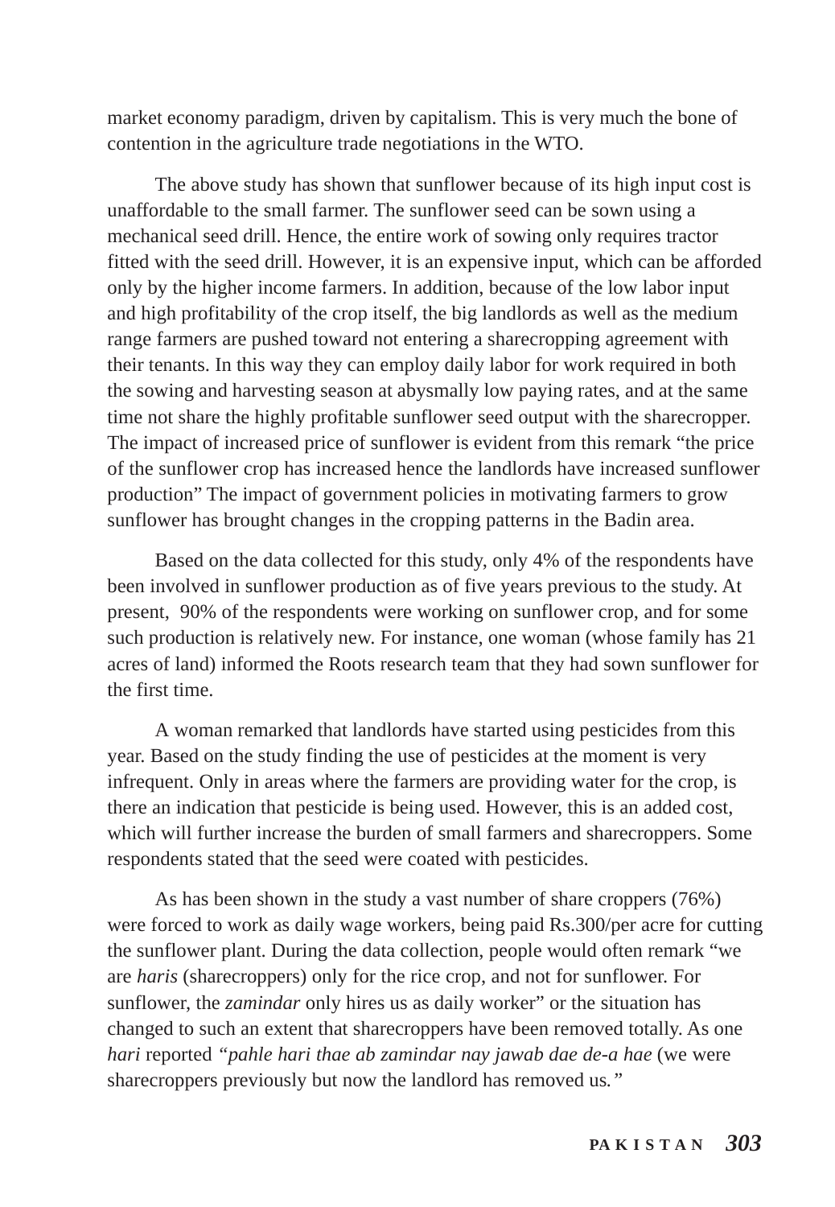market economy paradigm, driven by capitalism. This is very much the bone of contention in the agriculture trade negotiations in the WTO.

The above study has shown that sunflower because of its high input cost is unaffordable to the small farmer. The sunflower seed can be sown using a mechanical seed drill. Hence, the entire work of sowing only requires tractor fitted with the seed drill. However, it is an expensive input, which can be afforded only by the higher income farmers. In addition, because of the low labor input and high profitability of the crop itself, the big landlords as well as the medium range farmers are pushed toward not entering a sharecropping agreement with their tenants. In this way they can employ daily labor for work required in both the sowing and harvesting season at abysmally low paying rates, and at the same time not share the highly profitable sunflower seed output with the sharecropper. The impact of increased price of sunflower is evident from this remark "the price of the sunflower crop has increased hence the landlords have increased sunflower production" The impact of government policies in motivating farmers to grow sunflower has brought changes in the cropping patterns in the Badin area.

Based on the data collected for this study, only 4% of the respondents have been involved in sunflower production as of five years previous to the study. At present, 90% of the respondents were working on sunflower crop, and for some such production is relatively new. For instance, one woman (whose family has 21 acres of land) informed the Roots research team that they had sown sunflower for the first time.

A woman remarked that landlords have started using pesticides from this year. Based on the study finding the use of pesticides at the moment is very infrequent. Only in areas where the farmers are providing water for the crop, is there an indication that pesticide is being used. However, this is an added cost, which will further increase the burden of small farmers and sharecroppers. Some respondents stated that the seed were coated with pesticides.

As has been shown in the study a vast number of share croppers (76%) were forced to work as daily wage workers, being paid Rs.300/per acre for cutting the sunflower plant. During the data collection, people would often remark "we are *haris* (sharecroppers) only for the rice crop, and not for sunflower. For sunflower, the *zamindar* only hires us as daily worker" or the situation has changed to such an extent that sharecroppers have been removed totally. As one *hari* reported *"pahle hari thae ab zamindar nay jawab dae de-a hae* (we were sharecroppers previously but now the landlord has removed us*."*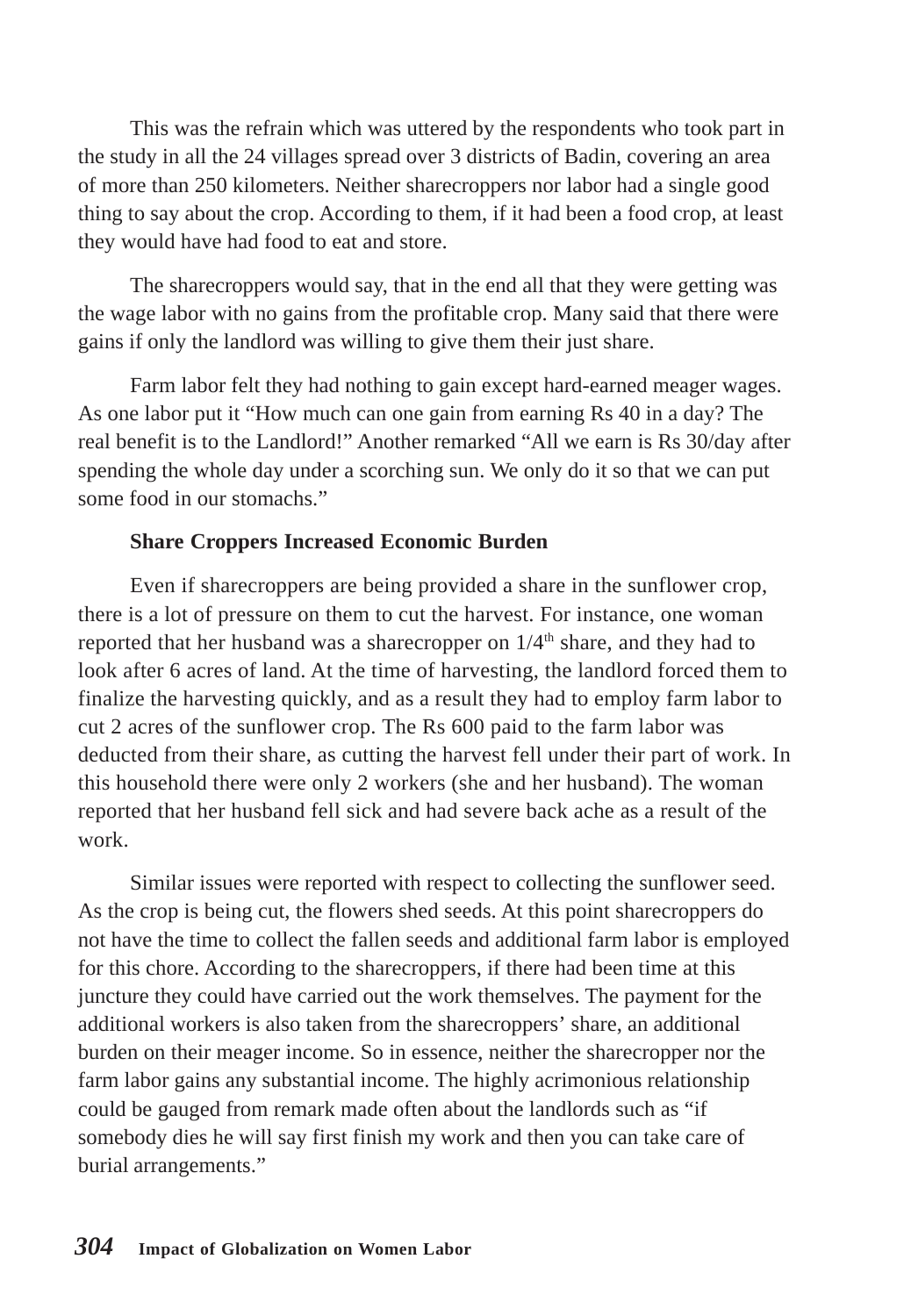This was the refrain which was uttered by the respondents who took part in the study in all the 24 villages spread over 3 districts of Badin, covering an area of more than 250 kilometers. Neither sharecroppers nor labor had a single good thing to say about the crop. According to them, if it had been a food crop, at least they would have had food to eat and store.

The sharecroppers would say, that in the end all that they were getting was the wage labor with no gains from the profitable crop. Many said that there were gains if only the landlord was willing to give them their just share.

Farm labor felt they had nothing to gain except hard-earned meager wages. As one labor put it "How much can one gain from earning Rs 40 in a day? The real benefit is to the Landlord!" Another remarked "All we earn is Rs 30/day after spending the whole day under a scorching sun. We only do it so that we can put some food in our stomachs."

**Share Croppers Increased Economic Burden**

Even if sharecroppers are being provided a share in the sunflower crop, there is a lot of pressure on them to cut the harvest. For instance, one woman reported that her husband was a sharecropper on 1/4th share, and they had to look after 6 acres of land. At the time of harvesting, the landlord forced them to finalize the harvesting quickly, and as a result they had to employ farm labor to cut 2 acres of the sunflower crop. The Rs 600 paid to the farm labor was deducted from their share, as cutting the harvest fell under their part of work. In this household there were only 2 workers (she and her husband). The woman reported that her husband fell sick and had severe back ache as a result of the work.

Similar issues were reported with respect to collecting the sunflower seed. As the crop is being cut, the flowers shed seeds. At this point sharecroppers do not have the time to collect the fallen seeds and additional farm labor is employed for this chore. According to the sharecroppers, if there had been time at this juncture they could have carried out the work themselves. The payment for the additional workers is also taken from the sharecroppers' share, an additional burden on their meager income. So in essence, neither the sharecropper nor the farm labor gains any substantial income. The highly acrimonious relationship could be gauged from remark made often about the landlords such as "if somebody dies he will say first finish my work and then you can take care of burial arrangements."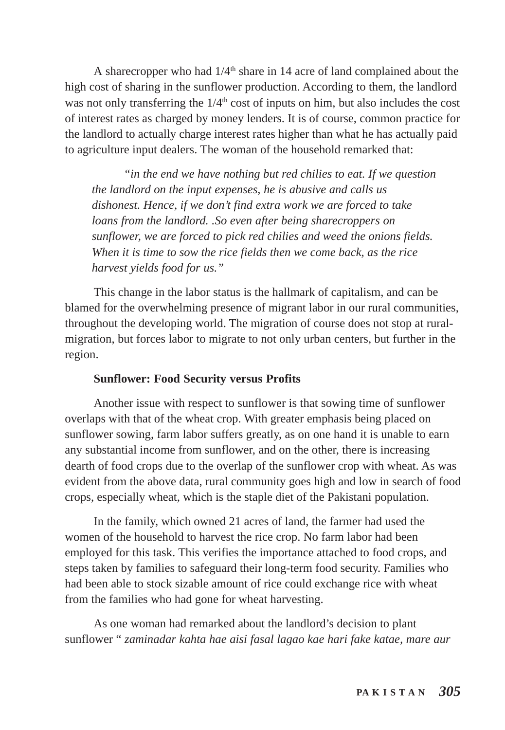A sharecropper who had 1/4th share in 14 acre of land complained about the high cost of sharing in the sunflower production. According to them, the landlord was not only transferring the 1/4th cost of inputs on him, but also includes the cost of interest rates as charged by money lenders. It is of course, common practice for the landlord to actually charge interest rates higher than what he has actually paid to agriculture input dealers. The woman of the household remarked that:

> "*in the end we have nothing but red chilies to eat. If we question the landlord on the input expenses, he is abusive and calls us dishonest. Hence, if we don't find extra work we are forced to take loans from the landlord. .So even after being sharecroppers on sunflower, we are forced to pick red chilies and weed the onions fields. When it is time to sow the rice fields then we come back, as the rice harvest yields food for us.*"

This change in the labor status is the hallmark of capitalism, and can be blamed for the overwhelming presence of migrant labor in our rural communities, throughout the developing world. The migration of course does not stop at rural-migration, but forces labor to migrate to not only urban centers, but further in the region.

**Sunflower: Food Security versus Profits**

Another issue with respect to sunflower is that sowing time of sunflower overlaps with that of the wheat crop. With greater emphasis being placed on sunflower sowing, farm labor suffers greatly, as on one hand it is unable to earn any substantial income from sunflower, and on the other, there is increasing dearth of food crops due to the overlap of the sunflower crop with wheat. As was evident from the above data, rural community goes high and low in search of food crops, especially wheat, which is the staple diet of the Pakistani population.

In the family, which owned 21 acres of land, the farmer had used the women of the household to harvest the rice crop. No farm labor had been employed for this task. This verifies the importance attached to food crops, and steps taken by families to safeguard their long-term food security. Families who had been able to stock sizable amount of rice could exchange rice with wheat from the families who had gone for wheat harvesting.

As one woman had remarked about the landlord's decision to plant sunflower " *zaminadar kahta hae aisi fasal lagao kae hari fake katae, mare aur*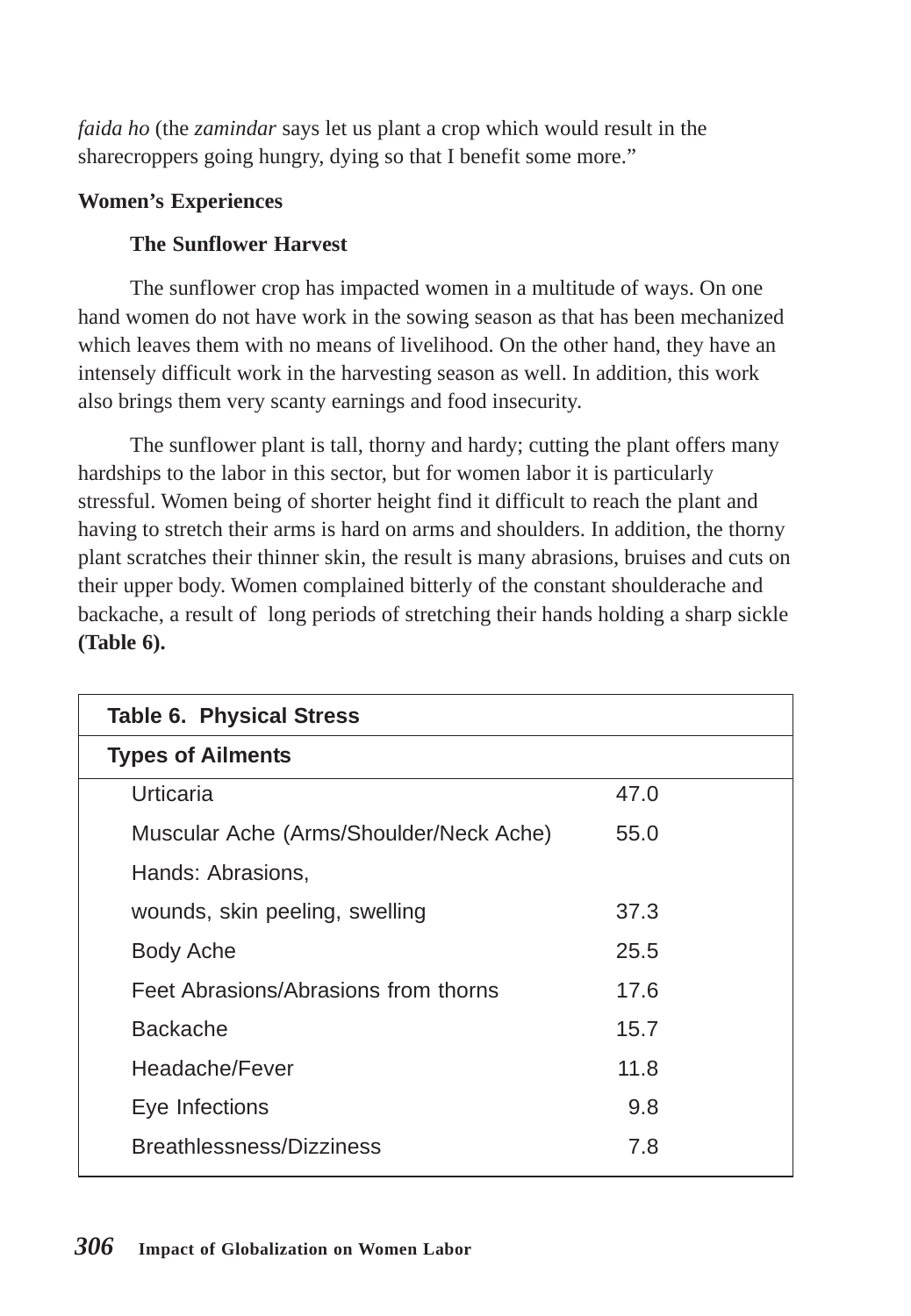*faida ho* (the *zamindar* says let us plant a crop which would result in the sharecroppers going hungry, dying so that I benefit some more."

**Women's Experiences**

**The Sunflower Harvest**

The sunflower crop has impacted women in a multitude of ways. On one hand women do not have work in the sowing season as that has been mechanized which leaves them with no means of livelihood. On the other hand, they have an intensely difficult work in the harvesting season as well. In addition, this work also brings them very scanty earnings and food insecurity.

The sunflower plant is tall, thorny and hardy; cutting the plant offers many hardships to the labor in this sector, but for women labor it is particularly stressful. Women being of shorter height find it difficult to reach the plant and having to stretch their arms is hard on arms and shoulders. In addition, the thorny plant scratches their thinner skin, the result is many abrasions, bruises and cuts on their upper body. Women complained bitterly of the constant shoulderache and backache, a result of long periods of stretching their hands holding a sharp sickle **(Table 6).**

**Table 6. Physical Stress**

| Types of Ailments | |
|---|---|
| Urticaria | 47.0 |
| Muscular Ache (Arms/Shoulder/Neck Ache) | 55.0 |
| Hands: Abrasions, wounds, skin peeling, swelling | 37.3 |
| Body Ache | 25.5 |
| Feet Abrasions/Abrasions from thorns | 17.6 |
| Backache | 15.7 |
| Headache/Fever | 11.8 |
| Eye Infections | 9.8 |
| Breathlessness/Dizziness | 7.8 |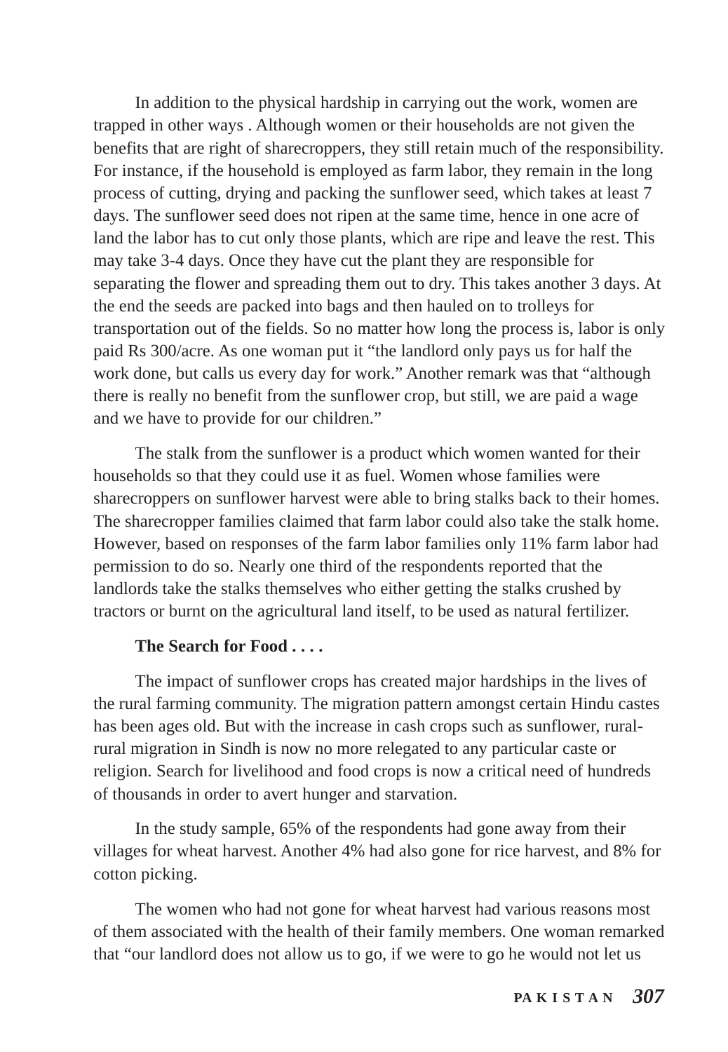In addition to the physical hardship in carrying out the work, women are trapped in other ways . Although women or their households are not given the benefits that are right of sharecroppers, they still retain much of the responsibility. For instance, if the household is employed as farm labor, they remain in the long process of cutting, drying and packing the sunflower seed, which takes at least 7 days. The sunflower seed does not ripen at the same time, hence in one acre of land the labor has to cut only those plants, which are ripe and leave the rest. This may take 3-4 days. Once they have cut the plant they are responsible for separating the flower and spreading them out to dry. This takes another 3 days. At the end the seeds are packed into bags and then hauled on to trolleys for transportation out of the fields. So no matter how long the process is, labor is only paid Rs 300/acre. As one woman put it "the landlord only pays us for half the work done, but calls us every day for work." Another remark was that "although there is really no benefit from the sunflower crop, but still, we are paid a wage and we have to provide for our children."

The stalk from the sunflower is a product which women wanted for their households so that they could use it as fuel. Women whose families were sharecroppers on sunflower harvest were able to bring stalks back to their homes. The sharecropper families claimed that farm labor could also take the stalk home. However, based on responses of the farm labor families only 11% farm labor had permission to do so. Nearly one third of the respondents reported that the landlords take the stalks themselves who either getting the stalks crushed by tractors or burnt on the agricultural land itself, to be used as natural fertilizer.

**The Search for Food . . . .**

The impact of sunflower crops has created major hardships in the lives of the rural farming community. The migration pattern amongst certain Hindu castes has been ages old. But with the increase in cash crops such as sunflower, rural-rural migration in Sindh is now no more relegated to any particular caste or religion. Search for livelihood and food crops is now a critical need of hundreds of thousands in order to avert hunger and starvation.

In the study sample, 65% of the respondents had gone away from their villages for wheat harvest. Another 4% had also gone for rice harvest, and 8% for cotton picking.

The women who had not gone for wheat harvest had various reasons most of them associated with the health of their family members. One woman remarked that "our landlord does not allow us to go, if we were to go he would not let us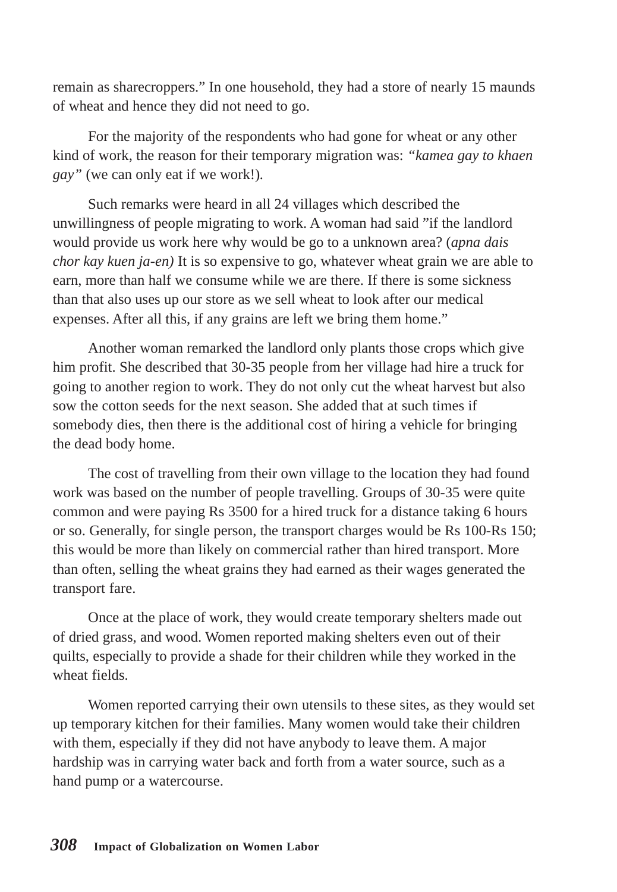remain as sharecroppers." In one household, they had a store of nearly 15 maunds of wheat and hence they did not need to go.

For the majority of the respondents who had gone for wheat or any other kind of work, the reason for their temporary migration was: *"kamea gay to khaen gay"* (we can only eat if we work!).

Such remarks were heard in all 24 villages which described the unwillingness of people migrating to work. A woman had said "if the landlord would provide us work here why would be go to a unknown area? (*apna dais chor kay kuen ja-en)* It is so expensive to go, whatever wheat grain we are able to earn, more than half we consume while we are there. If there is some sickness than that also uses up our store as we sell wheat to look after our medical expenses. After all this, if any grains are left we bring them home."

Another woman remarked the landlord only plants those crops which give him profit. She described that 30-35 people from her village had hire a truck for going to another region to work. They do not only cut the wheat harvest but also sow the cotton seeds for the next season. She added that at such times if somebody dies, then there is the additional cost of hiring a vehicle for bringing the dead body home.

The cost of travelling from their own village to the location they had found work was based on the number of people travelling. Groups of 30-35 were quite common and were paying Rs 3500 for a hired truck for a distance taking 6 hours or so. Generally, for single person, the transport charges would be Rs 100-Rs 150; this would be more than likely on commercial rather than hired transport. More than often, selling the wheat grains they had earned as their wages generated the transport fare.

Once at the place of work, they would create temporary shelters made out of dried grass, and wood. Women reported making shelters even out of their quilts, especially to provide a shade for their children while they worked in the wheat fields.

Women reported carrying their own utensils to these sites, as they would set up temporary kitchen for their families. Many women would take their children with them, especially if they did not have anybody to leave them. A major hardship was in carrying water back and forth from a water source, such as a hand pump or a watercourse.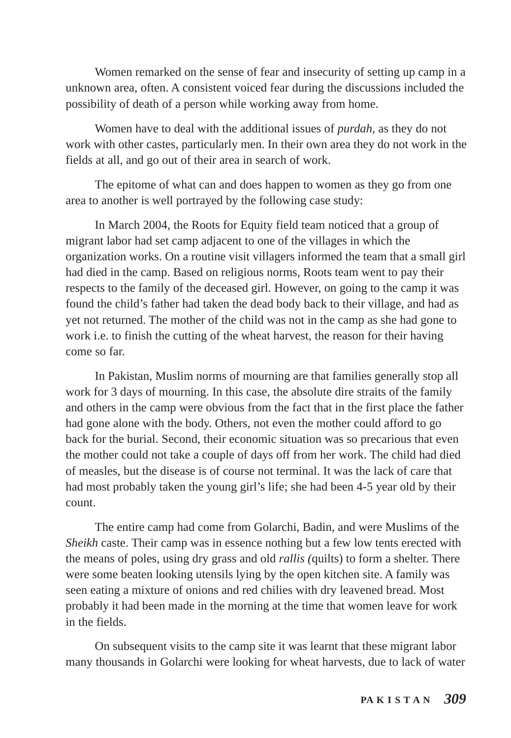Women remarked on the sense of fear and insecurity of setting up camp in a unknown area, often. A consistent voiced fear during the discussions included the possibility of death of a person while working away from home.

Women have to deal with the additional issues of *purdah*, as they do not work with other castes, particularly men. In their own area they do not work in the fields at all, and go out of their area in search of work.

The epitome of what can and does happen to women as they go from one area to another is well portrayed by the following case study:

In March 2004, the Roots for Equity field team noticed that a group of migrant labor had set camp adjacent to one of the villages in which the organization works. On a routine visit villagers informed the team that a small girl had died in the camp. Based on religious norms, Roots team went to pay their respects to the family of the deceased girl. However, on going to the camp it was found the child's father had taken the dead body back to their village, and had as yet not returned. The mother of the child was not in the camp as she had gone to work i.e. to finish the cutting of the wheat harvest, the reason for their having come so far.

In Pakistan, Muslim norms of mourning are that families generally stop all work for 3 days of mourning. In this case, the absolute dire straits of the family and others in the camp were obvious from the fact that in the first place the father had gone alone with the body. Others, not even the mother could afford to go back for the burial. Second, their economic situation was so precarious that even the mother could not take a couple of days off from her work. The child had died of measles, but the disease is of course not terminal. It was the lack of care that had most probably taken the young girl's life; she had been 4-5 year old by their count.

The entire camp had come from Golarchi, Badin, and were Muslims of the *Sheikh* caste. Their camp was in essence nothing but a few low tents erected with the means of poles, using dry grass and old *rallis (*quilts) to form a shelter. There were some beaten looking utensils lying by the open kitchen site. A family was seen eating a mixture of onions and red chilies with dry leavened bread. Most probably it had been made in the morning at the time that women leave for work in the fields.

On subsequent visits to the camp site it was learnt that these migrant labor many thousands in Golarchi were looking for wheat harvests, due to lack of water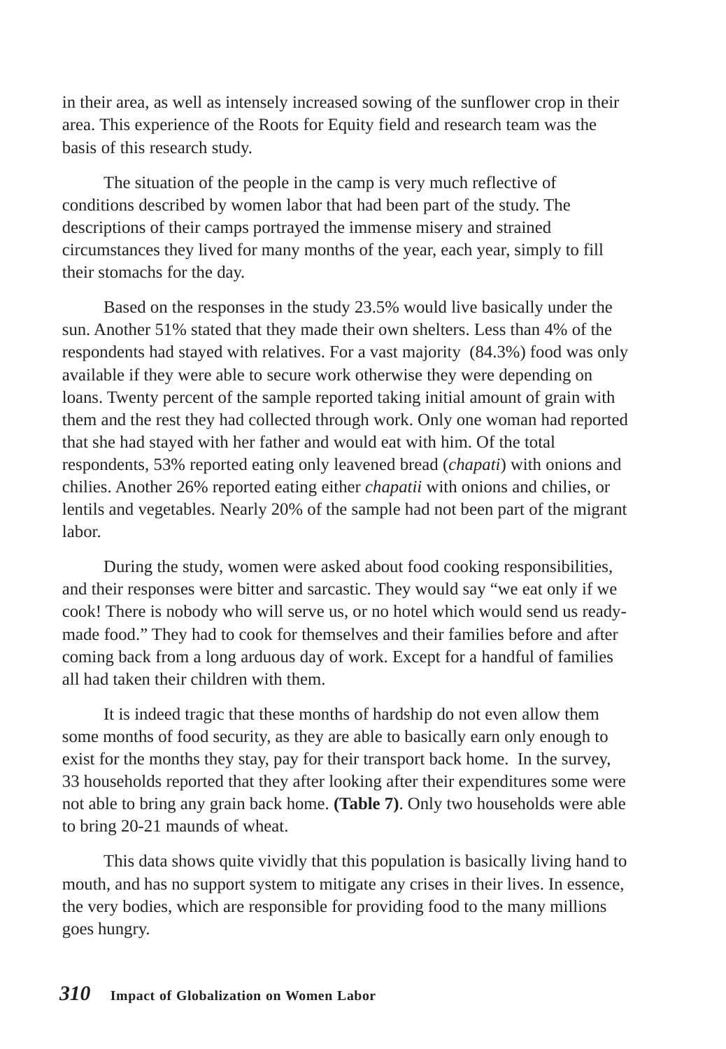in their area, as well as intensely increased sowing of the sunflower crop in their area. This experience of the Roots for Equity field and research team was the basis of this research study.

The situation of the people in the camp is very much reflective of conditions described by women labor that had been part of the study. The descriptions of their camps portrayed the immense misery and strained circumstances they lived for many months of the year, each year, simply to fill their stomachs for the day.

Based on the responses in the study 23.5% would live basically under the sun. Another 51% stated that they made their own shelters. Less than 4% of the respondents had stayed with relatives. For a vast majority (84.3%) food was only available if they were able to secure work otherwise they were depending on loans. Twenty percent of the sample reported taking initial amount of grain with them and the rest they had collected through work. Only one woman had reported that she had stayed with her father and would eat with him. Of the total respondents, 53% reported eating only leavened bread (*chapati*) with onions and chilies. Another 26% reported eating either *chapatii* with onions and chilies, or lentils and vegetables. Nearly 20% of the sample had not been part of the migrant labor.

During the study, women were asked about food cooking responsibilities, and their responses were bitter and sarcastic. They would say "we eat only if we cook! There is nobody who will serve us, or no hotel which would send us ready-made food." They had to cook for themselves and their families before and after coming back from a long arduous day of work. Except for a handful of families all had taken their children with them.

It is indeed tragic that these months of hardship do not even allow them some months of food security, as they are able to basically earn only enough to exist for the months they stay, pay for their transport back home. In the survey, 33 households reported that they after looking after their expenditures some were not able to bring any grain back home. **(Table 7)**. Only two households were able to bring 20-21 maunds of wheat.

This data shows quite vividly that this population is basically living hand to mouth, and has no support system to mitigate any crises in their lives. In essence, the very bodies, which are responsible for providing food to the many millions goes hungry.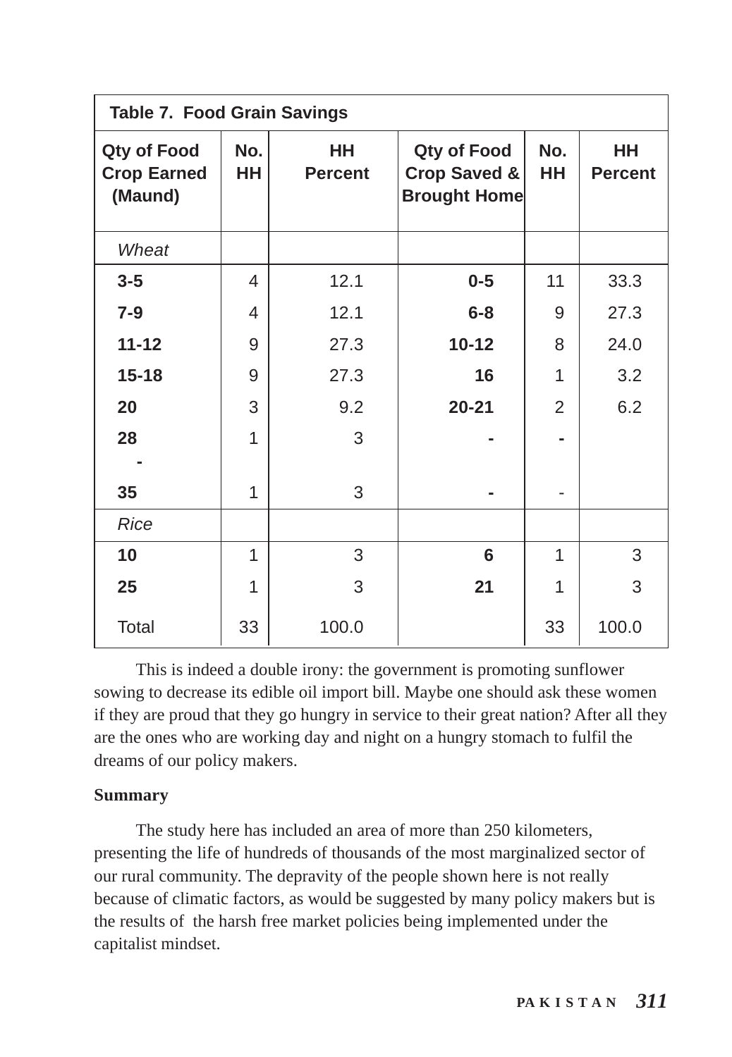**Table 7. Food Grain Savings**

| Qty of Food Crop Earned (Maund) | No. HH | HH Percent | Qty of Food Crop Saved & Brought Home | No. HH | HH Percent |
|---|---|---|---|---|---|
| *Wheat* | | | | | |
| **3-5** | 4 | 12.1 | **0-5** | 11 | 33.3 |
| **7-9** | 4 | 12.1 | **6-8** | 9 | 27.3 |
| **11-12** | 9 | 27.3 | **10-12** | 8 | 24.0 |
| **15-18** | 9 | 27.3 | **16** | 1 | 3.2 |
| **20** | 3 | 9.2 | **20-21** | 2 | 6.2 |
| **28 -** | 1 | 3 | **-** | **-** | |
| **35** | 1 | 3 | **-** | - | |
| *Rice* | | | | | |
| **10** | 1 | 3 | **6** | 1 | 3 |
| **25** | 1 | 3 | **21** | 1 | 3 |
| Total | 33 | 100.0 | | 33 | 100.0 |

This is indeed a double irony: the government is promoting sunflower sowing to decrease its edible oil import bill. Maybe one should ask these women if they are proud that they go hungry in service to their great nation? After all they are the ones who are working day and night on a hungry stomach to fulfil the dreams of our policy makers.

**Summary**

The study here has included an area of more than 250 kilometers, presenting the life of hundreds of thousands of the most marginalized sector of our rural community. The depravity of the people shown here is not really because of climatic factors, as would be suggested by many policy makers but is the results of the harsh free market policies being implemented under the capitalist mindset.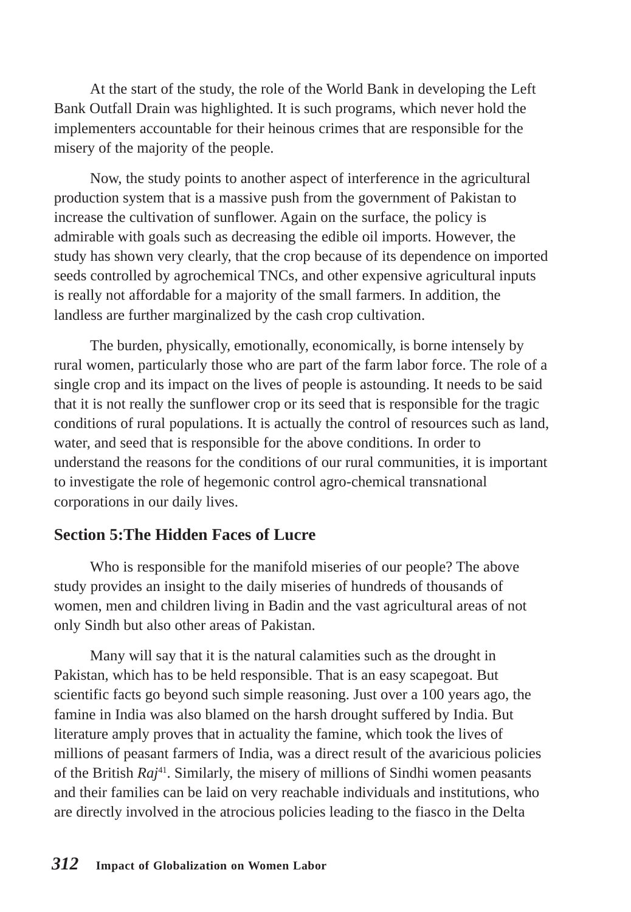At the start of the study, the role of the World Bank in developing the Left Bank Outfall Drain was highlighted. It is such programs, which never hold the implementers accountable for their heinous crimes that are responsible for the misery of the majority of the people.

Now, the study points to another aspect of interference in the agricultural production system that is a massive push from the government of Pakistan to increase the cultivation of sunflower. Again on the surface, the policy is admirable with goals such as decreasing the edible oil imports. However, the study has shown very clearly, that the crop because of its dependence on imported seeds controlled by agrochemical TNCs, and other expensive agricultural inputs is really not affordable for a majority of the small farmers. In addition, the landless are further marginalized by the cash crop cultivation.

The burden, physically, emotionally, economically, is borne intensely by rural women, particularly those who are part of the farm labor force. The role of a single crop and its impact on the lives of people is astounding. It needs to be said that it is not really the sunflower crop or its seed that is responsible for the tragic conditions of rural populations. It is actually the control of resources such as land, water, and seed that is responsible for the above conditions. In order to understand the reasons for the conditions of our rural communities, it is important to investigate the role of hegemonic control agro-chemical transnational corporations in our daily lives.

## Section 5:The Hidden Faces of Lucre

Who is responsible for the manifold miseries of our people? The above study provides an insight to the daily miseries of hundreds of thousands of women, men and children living in Badin and the vast agricultural areas of not only Sindh but also other areas of Pakistan.

Many will say that it is the natural calamities such as the drought in Pakistan, which has to be held responsible. That is an easy scapegoat. But scientific facts go beyond such simple reasoning. Just over a 100 years ago, the famine in India was also blamed on the harsh drought suffered by India. But literature amply proves that in actuality the famine, which took the lives of millions of peasant farmers of India, was a direct result of the avaricious policies of the British *Raj*[41]. Similarly, the misery of millions of Sindhi women peasants and their families can be laid on very reachable individuals and institutions, who are directly involved in the atrocious policies leading to the fiasco in the Delta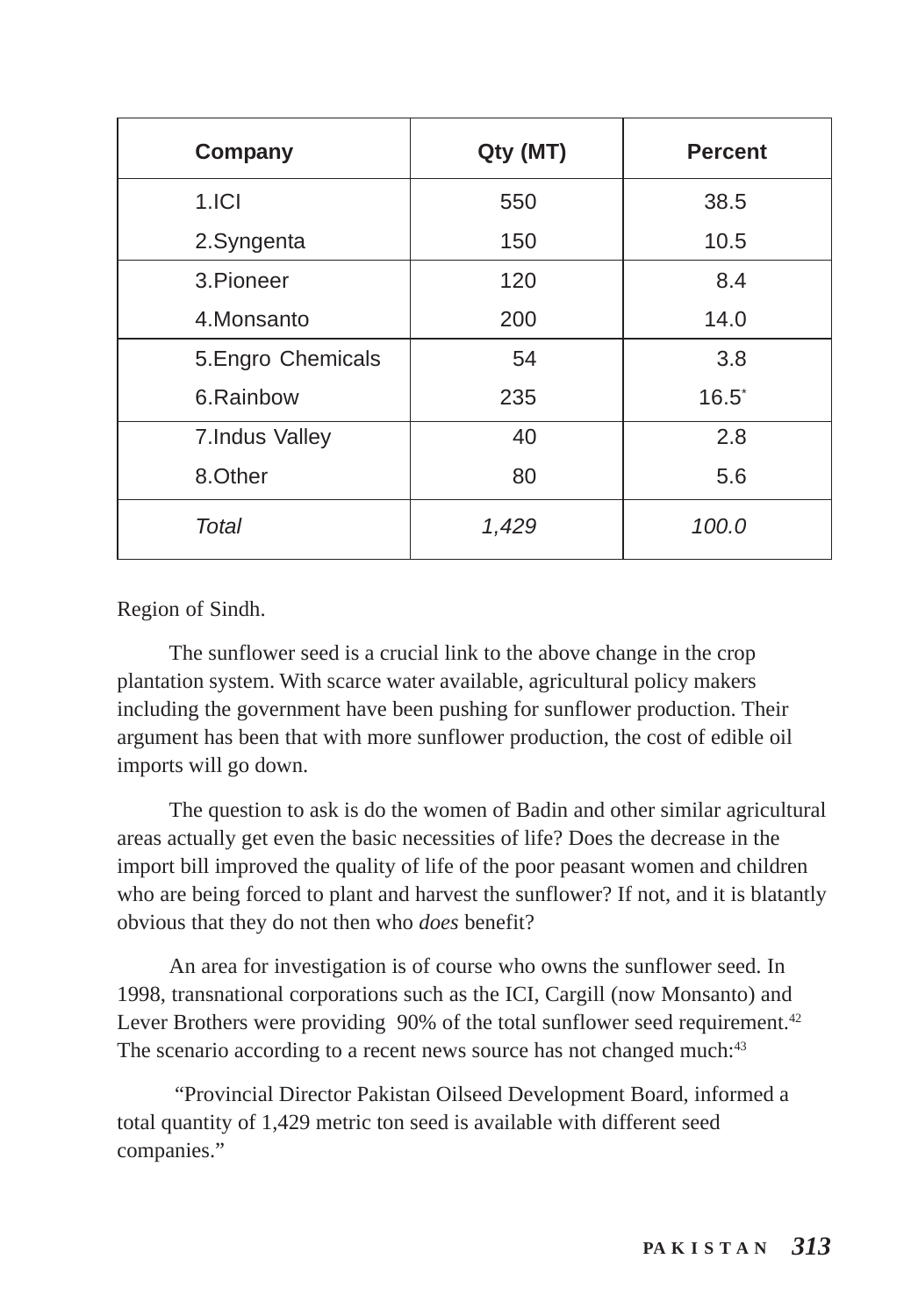| Company | Qty (MT) | Percent |
|---|---|---|
| 1.ICI | 550 | 38.5 |
| 2.Syngenta | 150 | 10.5 |
| 3.Pioneer | 120 | 8.4 |
| 4.Monsanto | 200 | 14.0 |
| 5.Engro Chemicals | 54 | 3.8 |
| 6.Rainbow | 235 | 16.5* |
| 7.Indus Valley | 40 | 2.8 |
| 8.Other | 80 | 5.6 |
| *Total* | *1,429* | *100.0* |

Region of Sindh.

The sunflower seed is a crucial link to the above change in the crop plantation system. With scarce water available, agricultural policy makers including the government have been pushing for sunflower production. Their argument has been that with more sunflower production, the cost of edible oil imports will go down.

The question to ask is do the women of Badin and other similar agricultural areas actually get even the basic necessities of life? Does the decrease in the import bill improved the quality of life of the poor peasant women and children who are being forced to plant and harvest the sunflower? If not, and it is blatantly obvious that they do not then who *does* benefit?

An area for investigation is of course who owns the sunflower seed. In 1998, transnational corporations such as the ICI, Cargill (now Monsanto) and Lever Brothers were providing 90% of the total sunflower seed requirement.[42] The scenario according to a recent news source has not changed much:[43]

"Provincial Director Pakistan Oilseed Development Board, informed a total quantity of 1,429 metric ton seed is available with different seed companies."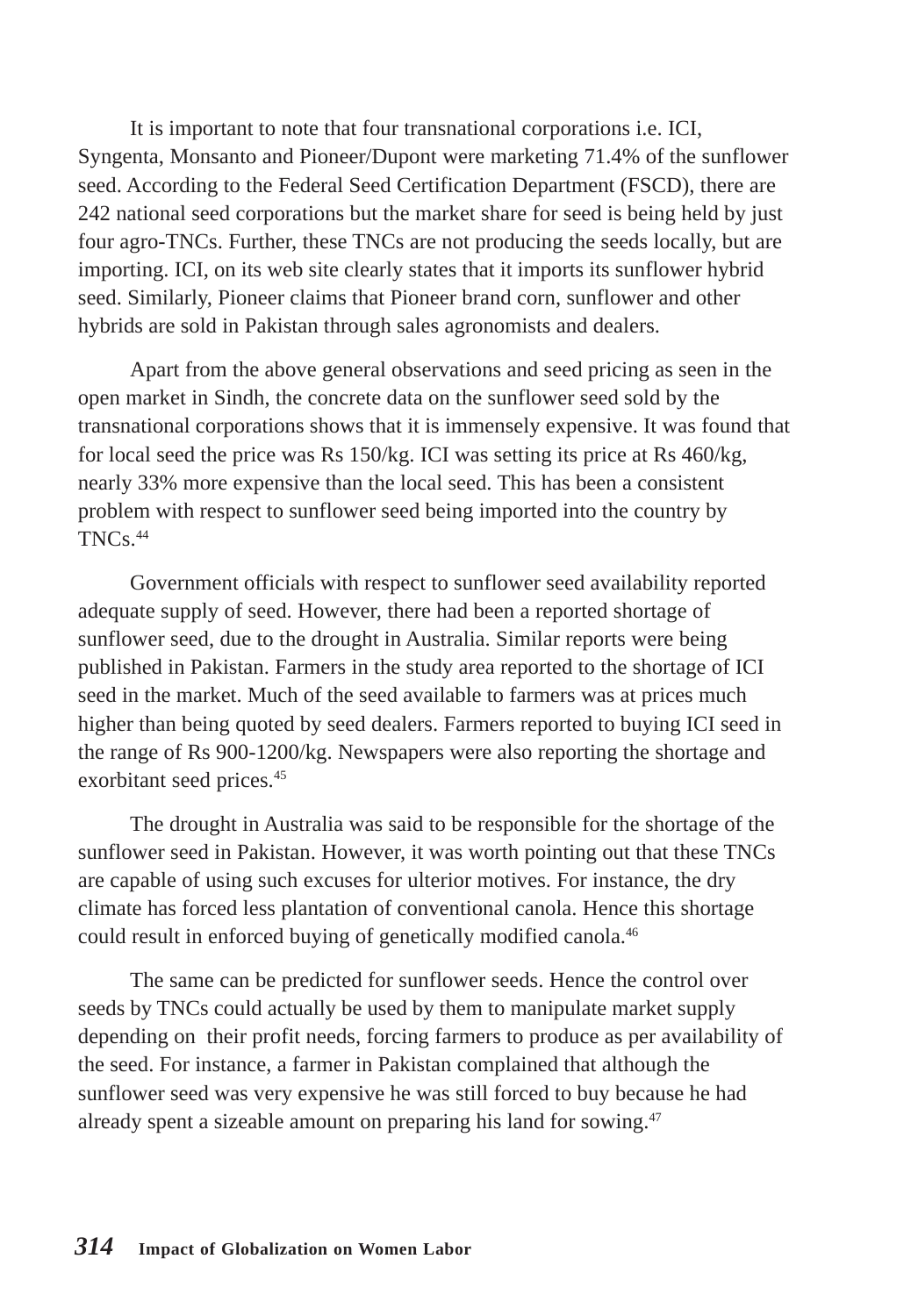It is important to note that four transnational corporations i.e. ICI, Syngenta, Monsanto and Pioneer/Dupont were marketing 71.4% of the sunflower seed. According to the Federal Seed Certification Department (FSCD), there are 242 national seed corporations but the market share for seed is being held by just four agro-TNCs. Further, these TNCs are not producing the seeds locally, but are importing. ICI, on its web site clearly states that it imports its sunflower hybrid seed. Similarly, Pioneer claims that Pioneer brand corn, sunflower and other hybrids are sold in Pakistan through sales agronomists and dealers.

Apart from the above general observations and seed pricing as seen in the open market in Sindh, the concrete data on the sunflower seed sold by the transnational corporations shows that it is immensely expensive. It was found that for local seed the price was Rs 150/kg. ICI was setting its price at Rs 460/kg, nearly 33% more expensive than the local seed. This has been a consistent problem with respect to sunflower seed being imported into the country by TNCs.[44]

Government officials with respect to sunflower seed availability reported adequate supply of seed. However, there had been a reported shortage of sunflower seed, due to the drought in Australia. Similar reports were being published in Pakistan. Farmers in the study area reported to the shortage of ICI seed in the market. Much of the seed available to farmers was at prices much higher than being quoted by seed dealers. Farmers reported to buying ICI seed in the range of Rs 900-1200/kg. Newspapers were also reporting the shortage and exorbitant seed prices.[45]

The drought in Australia was said to be responsible for the shortage of the sunflower seed in Pakistan. However, it was worth pointing out that these TNCs are capable of using such excuses for ulterior motives. For instance, the dry climate has forced less plantation of conventional canola. Hence this shortage could result in enforced buying of genetically modified canola.[46]

The same can be predicted for sunflower seeds. Hence the control over seeds by TNCs could actually be used by them to manipulate market supply depending on their profit needs, forcing farmers to produce as per availability of the seed. For instance, a farmer in Pakistan complained that although the sunflower seed was very expensive he was still forced to buy because he had already spent a sizeable amount on preparing his land for sowing.[47]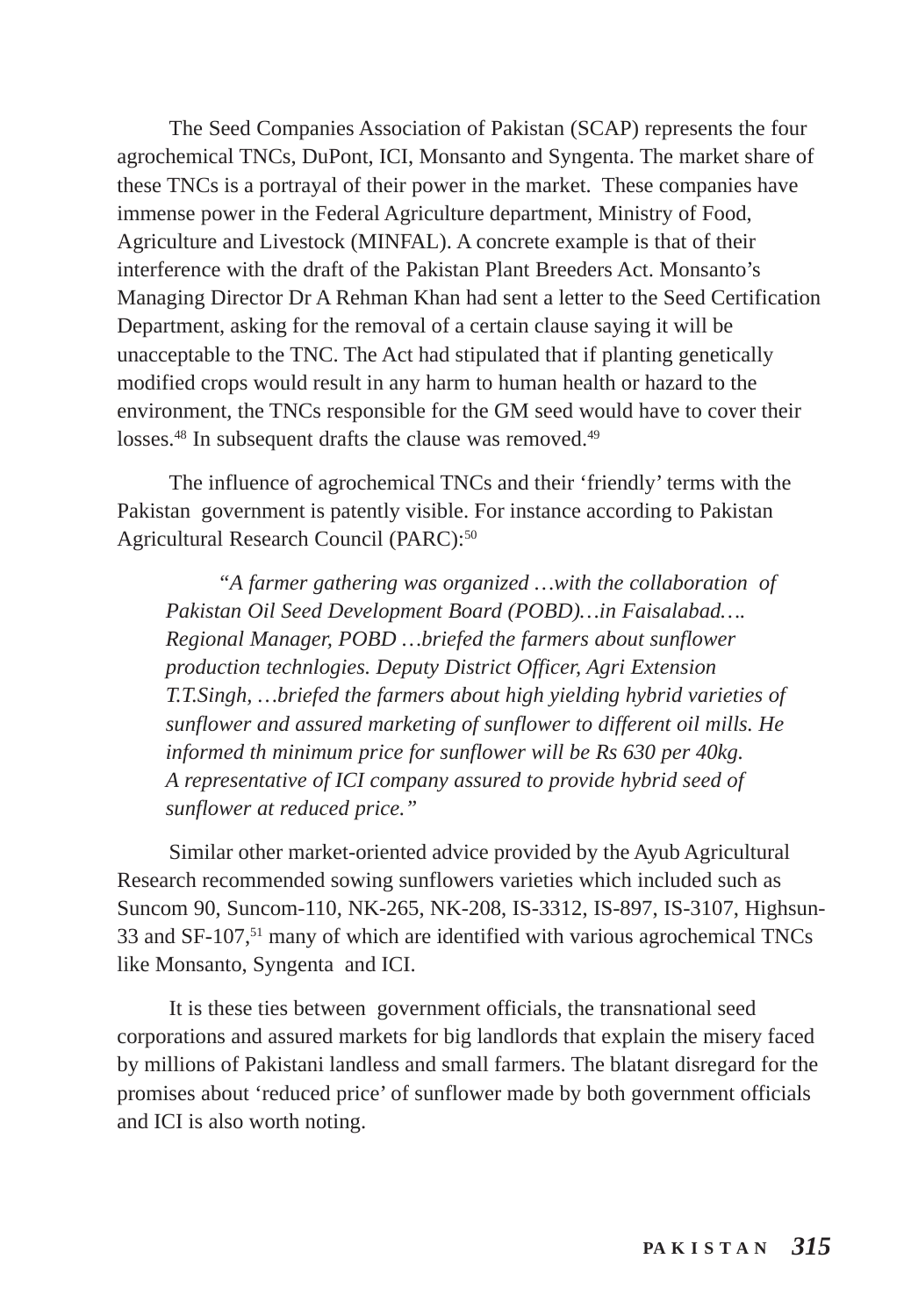The Seed Companies Association of Pakistan (SCAP) represents the four agrochemical TNCs, DuPont, ICI, Monsanto and Syngenta. The market share of these TNCs is a portrayal of their power in the market. These companies have immense power in the Federal Agriculture department, Ministry of Food, Agriculture and Livestock (MINFAL). A concrete example is that of their interference with the draft of the Pakistan Plant Breeders Act. Monsanto's Managing Director Dr A Rehman Khan had sent a letter to the Seed Certification Department, asking for the removal of a certain clause saying it will be unacceptable to the TNC. The Act had stipulated that if planting genetically modified crops would result in any harm to human health or hazard to the environment, the TNCs responsible for the GM seed would have to cover their losses.[48] In subsequent drafts the clause was removed.[49]

The influence of agrochemical TNCs and their 'friendly' terms with the Pakistan government is patently visible. For instance according to Pakistan Agricultural Research Council (PARC):[50]

> *"A farmer gathering was organized …with the collaboration of Pakistan Oil Seed Development Board (POBD)…in Faisalabad…. Regional Manager, POBD …briefed the farmers about sunflower production technlogies. Deputy District Officer, Agri Extension T.T.Singh, …briefed the farmers about high yielding hybrid varieties of sunflower and assured marketing of sunflower to different oil mills. He informed th minimum price for sunflower will be Rs 630 per 40kg. A representative of ICI company assured to provide hybrid seed of sunflower at reduced price."*

Similar other market-oriented advice provided by the Ayub Agricultural Research recommended sowing sunflowers varieties which included such as Suncom 90, Suncom-110, NK-265, NK-208, IS-3312, IS-897, IS-3107, Highsun-33 and SF-107,[51] many of which are identified with various agrochemical TNCs like Monsanto, Syngenta and ICI.

It is these ties between government officials, the transnational seed corporations and assured markets for big landlords that explain the misery faced by millions of Pakistani landless and small farmers. The blatant disregard for the promises about 'reduced price' of sunflower made by both government officials and ICI is also worth noting.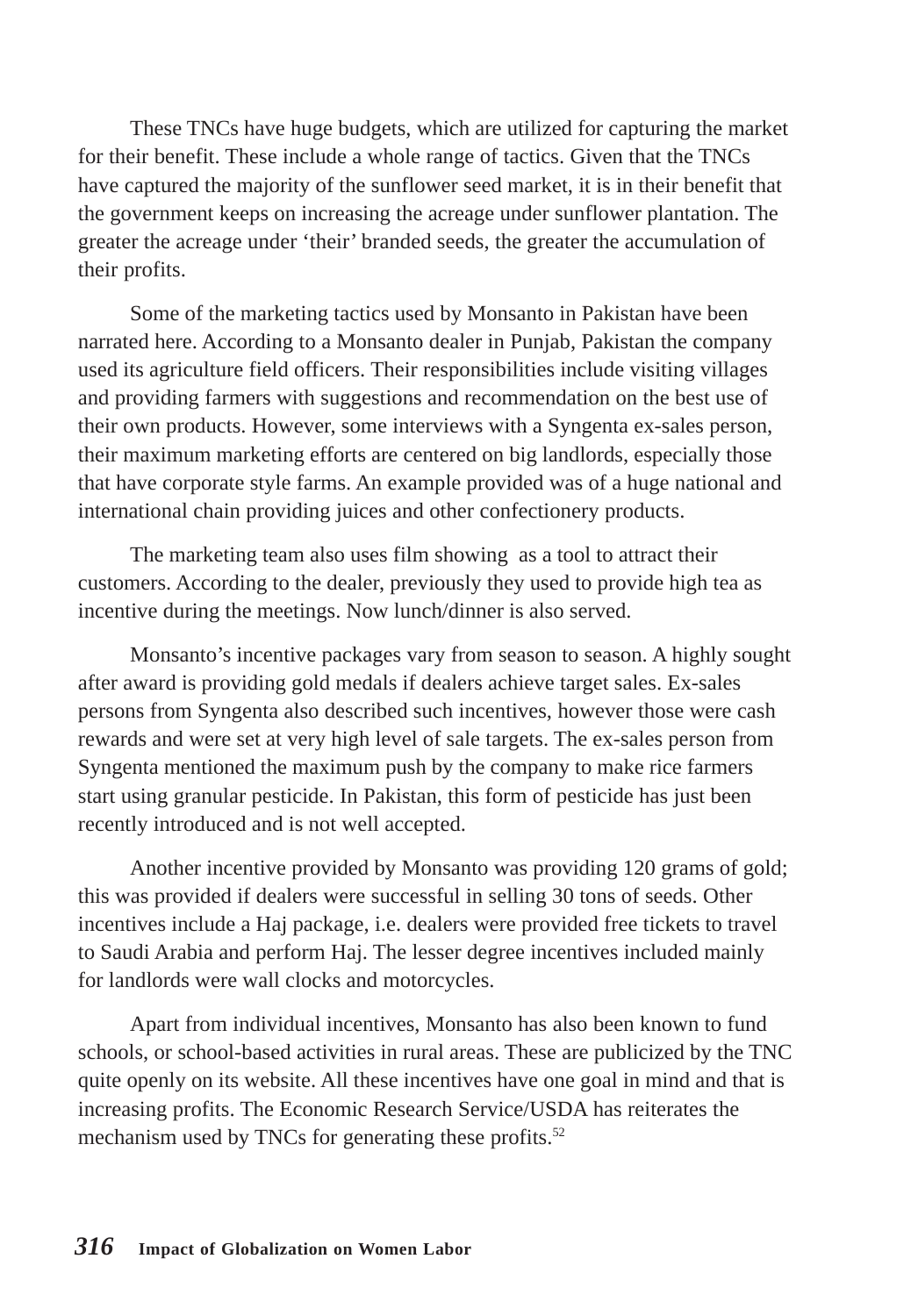These TNCs have huge budgets, which are utilized for capturing the market for their benefit. These include a whole range of tactics. Given that the TNCs have captured the majority of the sunflower seed market, it is in their benefit that the government keeps on increasing the acreage under sunflower plantation. The greater the acreage under 'their' branded seeds, the greater the accumulation of their profits.

Some of the marketing tactics used by Monsanto in Pakistan have been narrated here. According to a Monsanto dealer in Punjab, Pakistan the company used its agriculture field officers. Their responsibilities include visiting villages and providing farmers with suggestions and recommendation on the best use of their own products. However, some interviews with a Syngenta ex-sales person, their maximum marketing efforts are centered on big landlords, especially those that have corporate style farms. An example provided was of a huge national and international chain providing juices and other confectionery products.

The marketing team also uses film showing as a tool to attract their customers. According to the dealer, previously they used to provide high tea as incentive during the meetings. Now lunch/dinner is also served.

Monsanto's incentive packages vary from season to season. A highly sought after award is providing gold medals if dealers achieve target sales. Ex-sales persons from Syngenta also described such incentives, however those were cash rewards and were set at very high level of sale targets. The ex-sales person from Syngenta mentioned the maximum push by the company to make rice farmers start using granular pesticide. In Pakistan, this form of pesticide has just been recently introduced and is not well accepted.

Another incentive provided by Monsanto was providing 120 grams of gold; this was provided if dealers were successful in selling 30 tons of seeds. Other incentives include a Haj package, i.e. dealers were provided free tickets to travel to Saudi Arabia and perform Haj. The lesser degree incentives included mainly for landlords were wall clocks and motorcycles.

Apart from individual incentives, Monsanto has also been known to fund schools, or school-based activities in rural areas. These are publicized by the TNC quite openly on its website. All these incentives have one goal in mind and that is increasing profits. The Economic Research Service/USDA has reiterates the mechanism used by TNCs for generating these profits.[52]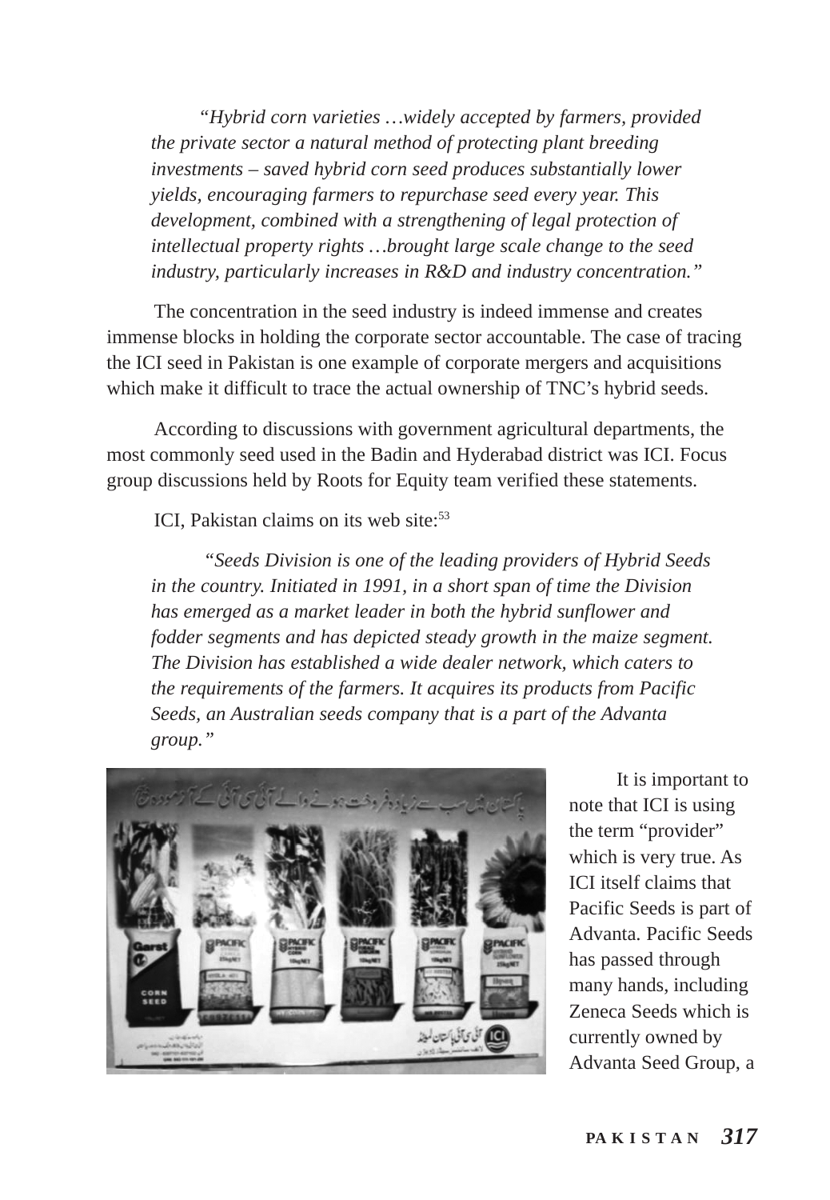*"Hybrid corn varieties …widely accepted by farmers, provided the private sector a natural method of protecting plant breeding investments – saved hybrid corn seed produces substantially lower yields, encouraging farmers to repurchase seed every year. This development, combined with a strengthening of legal protection of intellectual property rights …brought large scale change to the seed industry, particularly increases in R&D and industry concentration."*

The concentration in the seed industry is indeed immense and creates immense blocks in holding the corporate sector accountable. The case of tracing the ICI seed in Pakistan is one example of corporate mergers and acquisitions which make it difficult to trace the actual ownership of TNC's hybrid seeds.

According to discussions with government agricultural departments, the most commonly seed used in the Badin and Hyderabad district was ICI. Focus group discussions held by Roots for Equity team verified these statements.

ICI, Pakistan claims on its web site:[53]

*"Seeds Division is one of the leading providers of Hybrid Seeds in the country. Initiated in 1991, in a short span of time the Division has emerged as a market leader in both the hybrid sunflower and fodder segments and has depicted steady growth in the maize segment. The Division has established a wide dealer network, which caters to the requirements of the farmers. It acquires its products from Pacific Seeds, an Australian seeds company that is a part of the Advanta group."*

It is important to note that ICI is using the term "provider" which is very true. As ICI itself claims that Pacific Seeds is part of Advanta. Pacific Seeds has passed through many hands, including Zeneca Seeds which is currently owned by Advanta Seed Group, a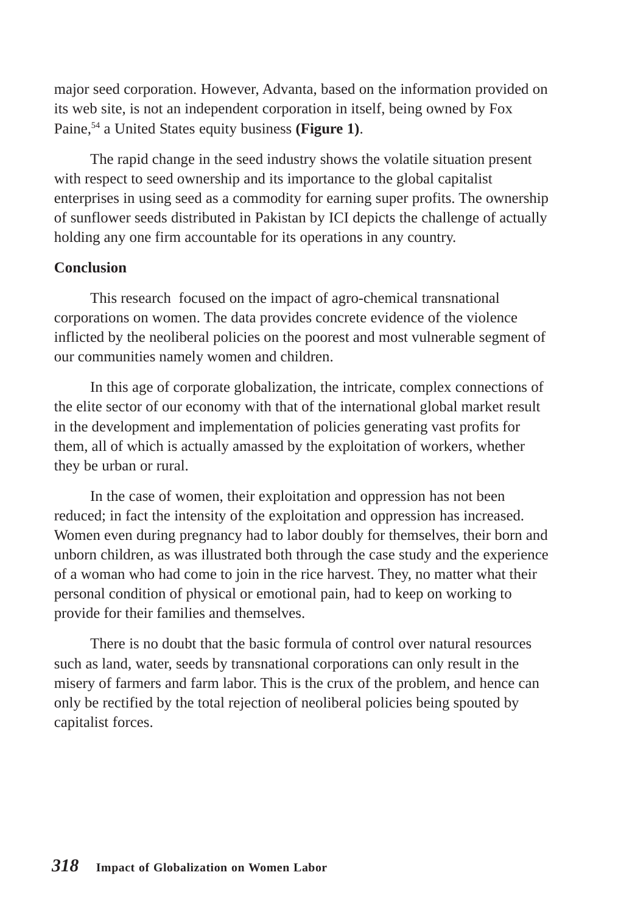major seed corporation. However, Advanta, based on the information provided on its web site, is not an independent corporation in itself, being owned by Fox Paine,[54] a United States equity business **(Figure 1)**.

The rapid change in the seed industry shows the volatile situation present with respect to seed ownership and its importance to the global capitalist enterprises in using seed as a commodity for earning super profits. The ownership of sunflower seeds distributed in Pakistan by ICI depicts the challenge of actually holding any one firm accountable for its operations in any country.

**Conclusion**

This research focused on the impact of agro-chemical transnational corporations on women. The data provides concrete evidence of the violence inflicted by the neoliberal policies on the poorest and most vulnerable segment of our communities namely women and children.

In this age of corporate globalization, the intricate, complex connections of the elite sector of our economy with that of the international global market result in the development and implementation of policies generating vast profits for them, all of which is actually amassed by the exploitation of workers, whether they be urban or rural.

In the case of women, their exploitation and oppression has not been reduced; in fact the intensity of the exploitation and oppression has increased. Women even during pregnancy had to labor doubly for themselves, their born and unborn children, as was illustrated both through the case study and the experience of a woman who had come to join in the rice harvest. They, no matter what their personal condition of physical or emotional pain, had to keep on working to provide for their families and themselves.

There is no doubt that the basic formula of control over natural resources such as land, water, seeds by transnational corporations can only result in the misery of farmers and farm labor. This is the crux of the problem, and hence can only be rectified by the total rejection of neoliberal policies being spouted by capitalist forces.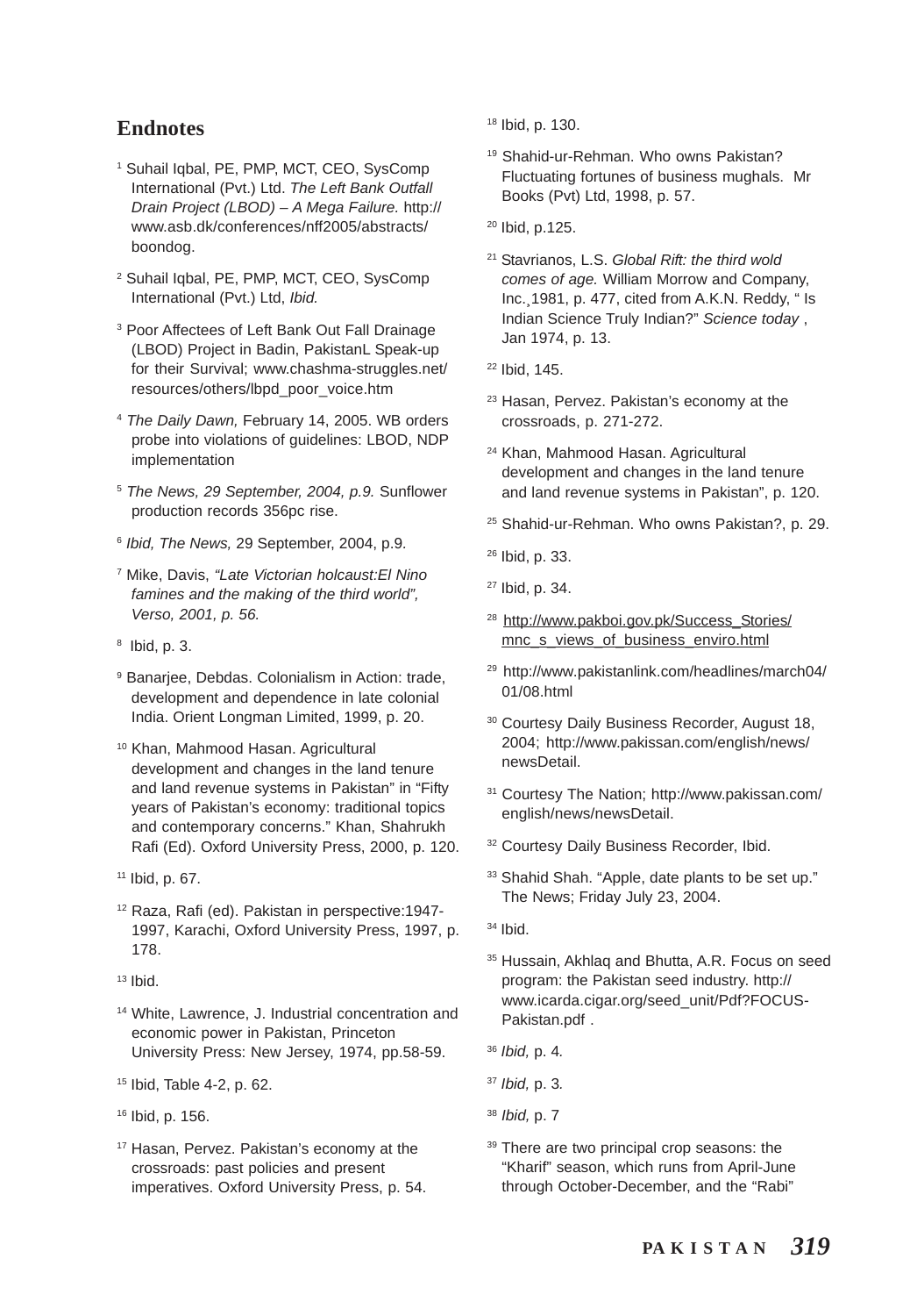## Endnotes

[1] Suhail Iqbal, PE, PMP, MCT, CEO, SysComp International (Pvt.) Ltd. *The Left Bank Outfall Drain Project (LBOD) – A Mega Failure.* http://www.asb.dk/conferences/nff2005/abstracts/boondog.

[2] Suhail Iqbal, PE, PMP, MCT, CEO, SysComp International (Pvt.) Ltd, *Ibid.*

[3] Poor Affectees of Left Bank Out Fall Drainage (LBOD) Project in Badin, PakistanL Speak-up for their Survival; www.chashma-struggles.net/resources/others/lbpd_poor_voice.htm

[4] *The Daily Dawn,* February 14, 2005. WB orders probe into violations of guidelines: LBOD, NDP implementation

[5] *The News, 29 September, 2004, p.9.* Sunflower production records 356pc rise.

[6] *Ibid, The News,* 29 September, 2004, p.9.

[7] Mike, Davis, *"Late Victorian holcaust:El Nino famines and the making of the third world", Verso, 2001, p. 56.*

[8] Ibid, p. 3.

[9] Banarjee, Debdas. Colonialism in Action: trade, development and dependence in late colonial India. Orient Longman Limited, 1999, p. 20.

[10] Khan, Mahmood Hasan. Agricultural development and changes in the land tenure and land revenue systems in Pakistan" in "Fifty years of Pakistan's economy: traditional topics and contemporary concerns." Khan, Shahrukh Rafi (Ed). Oxford University Press, 2000, p. 120.

[11] Ibid, p. 67.

[12] Raza, Rafi (ed). Pakistan in perspective:1947-1997, Karachi, Oxford University Press, 1997, p. 178.

[13] Ibid.

[14] White, Lawrence, J. Industrial concentration and economic power in Pakistan, Princeton University Press: New Jersey, 1974, pp.58-59.

[15] Ibid, Table 4-2, p. 62.

[16] Ibid, p. 156.

[17] Hasan, Pervez. Pakistan's economy at the crossroads: past policies and present imperatives. Oxford University Press, p. 54.

[18] Ibid, p. 130.

[19] Shahid-ur-Rehman. Who owns Pakistan? Fluctuating fortunes of business mughals. Mr Books (Pvt) Ltd, 1998, p. 57.

[20] Ibid, p.125.

[21] Stavrianos, L.S. *Global Rift: the third wold comes of age.* William Morrow and Company, Inc.¸1981, p. 477, cited from A.K.N. Reddy, " Is Indian Science Truly Indian?" *Science today* , Jan 1974, p. 13.

[22] Ibid, 145.

[23] Hasan, Pervez. Pakistan's economy at the crossroads, p. 271-272.

[24] Khan, Mahmood Hasan. Agricultural development and changes in the land tenure and land revenue systems in Pakistan", p. 120.

[25] Shahid-ur-Rehman. Who owns Pakistan?, p. 29.

[26] Ibid, p. 33.

[27] Ibid, p. 34.

[28] http://www.pakboi.gov.pk/Success_Stories/mnc_s_views_of_business_enviro.html

[29] http://www.pakistanlink.com/headlines/march04/01/08.html

[30] Courtesy Daily Business Recorder, August 18, 2004; http://www.pakissan.com/english/news/newsDetail.

[31] Courtesy The Nation; http://www.pakissan.com/english/news/newsDetail.

[32] Courtesy Daily Business Recorder, Ibid.

[33] Shahid Shah. "Apple, date plants to be set up." The News; Friday July 23, 2004.

[34] Ibid.

[35] Hussain, Akhlaq and Bhutta, A.R. Focus on seed program: the Pakistan seed industry. http://www.icarda.cigar.org/seed_unit/Pdf?FOCUS-Pakistan.pdf .

[36] *Ibid,* p. 4.

[37] *Ibid,* p. 3.

[38] *Ibid,* p. 7

[39] There are two principal crop seasons: the "Kharif" season, which runs from April-June through October-December, and the "Rabi"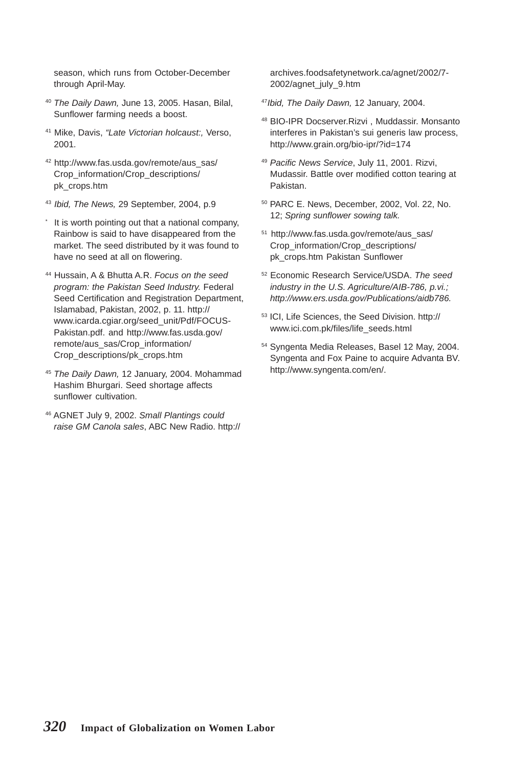season, which runs from October-December through April-May.

[40] *The Daily Dawn,* June 13, 2005. Hasan, Bilal, Sunflower farming needs a boost.

[41] Mike, Davis, *"Late Victorian holcaust:,* Verso, 2001.

[42] http://www.fas.usda.gov/remote/aus_sas/Crop_information/Crop_descriptions/pk_crops.htm

[43] *Ibid, The News,* 29 September, 2004, p.9

* It is worth pointing out that a national company, Rainbow is said to have disappeared from the market. The seed distributed by it was found to have no seed at all on flowering.

[44] Hussain, A & Bhutta A.R. *Focus on the seed program: the Pakistan Seed Industry.* Federal Seed Certification and Registration Department, Islamabad, Pakistan, 2002, p. 11. http://www.icarda.cgiar.org/seed_unit/Pdf/FOCUS-Pakistan.pdf. and http://www.fas.usda.gov/remote/aus_sas/Crop_information/Crop_descriptions/pk_crops.htm

[45] *The Daily Dawn,* 12 January, 2004. Mohammad Hashim Bhurgari. Seed shortage affects sunflower cultivation.

[46] AGNET July 9, 2002. *Small Plantings could raise GM Canola sales*, ABC New Radio. http://archives.foodsafetynetwork.ca/agnet/2002/7-2002/agnet_july_9.htm

[47] *Ibid, The Daily Dawn,* 12 January, 2004.

[48] BIO-IPR Docserver.Rizvi , Muddassir. Monsanto interferes in Pakistan's sui generis law process, http://www.grain.org/bio-ipr/?id=174

[49] *Pacific News Service*, July 11, 2001. Rizvi, Mudassir. Battle over modified cotton tearing at Pakistan.

[50] PARC E. News, December, 2002, Vol. 22, No. 12; *Spring sunflower sowing talk.*

[51] http://www.fas.usda.gov/remote/aus_sas/Crop_information/Crop_descriptions/pk_crops.htm Pakistan Sunflower

[52] Economic Research Service/USDA. *The seed industry in the U.S. Agriculture/AIB-786, p.vi.; http://www.ers.usda.gov/Publications/aidb786.*

[53] ICI, Life Sciences, the Seed Division. http://www.ici.com.pk/files/life_seeds.html

[54] Syngenta Media Releases, Basel 12 May, 2004. Syngenta and Fox Paine to acquire Advanta BV. http://www.syngenta.com/en/.